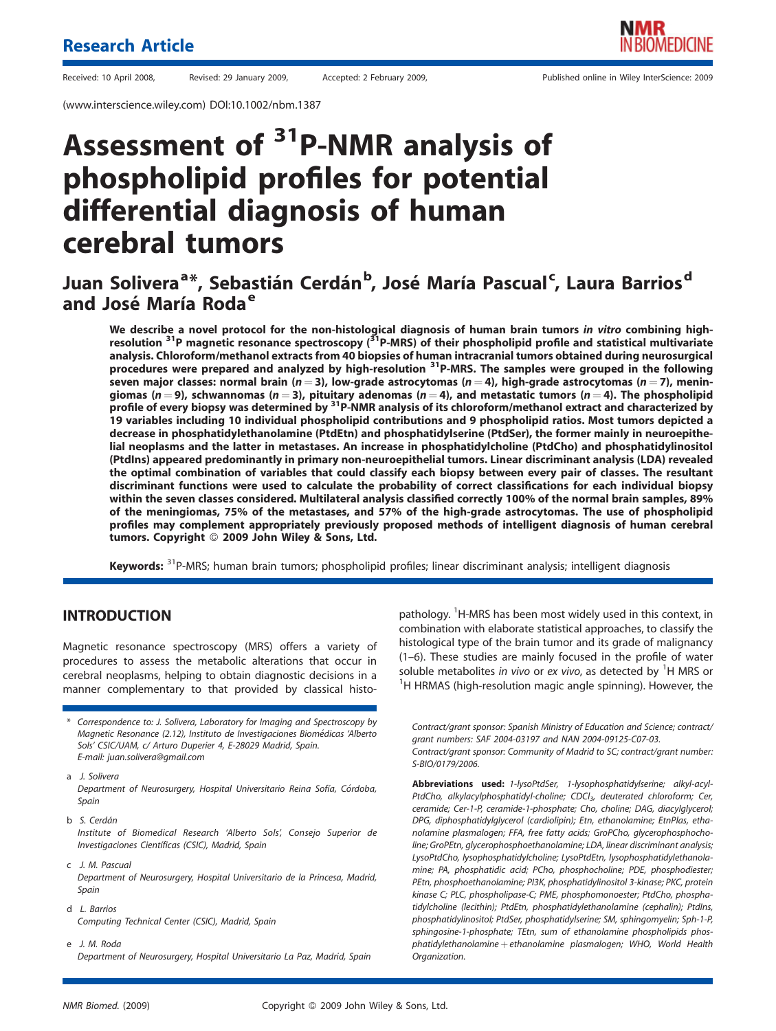Research Article

Received: 10 April 2008, Revised: 29 January 2009, Accepted: 2 February 2009, Published online in Wiley InterScience: 2009

(www.interscience.wiley.com) DOI:10.1002/nbm.1387

# Assessment of $^{31}$P-NMR analysis of phospholipid profiles for potential differential diagnosis of human cerebral tumors

## Juan Solivera[a*], Sebastián Cerdán[b], José María Pascual[c], Laura Barrios[d] and José María Roda[e]

**We describe a novel protocol for the non-histological diagnosis of human brain tumors *in vitro* combining high-resolution $^{31}$P magnetic resonance spectroscopy ($^{31}$P-MRS) of their phospholipid profile and statistical multivariate analysis. Chloroform/methanol extracts from 40 biopsies of human intracranial tumors obtained during neurosurgical procedures were prepared and analyzed by high-resolution $^{31}$P-MRS. The samples were grouped in the following seven major classes: normal brain ($n = 3$), low-grade astrocytomas ($n = 4$), high-grade astrocytomas ($n = 7$), meningiomas ($n = 9$), schwannomas ($n = 3$), pituitary adenomas ($n = 4$), and metastatic tumors ($n = 4$). The phospholipid profile of every biopsy was determined by $^{31}$P-NMR analysis of its chloroform/methanol extract and characterized by 19 variables including 10 individual phospholipid contributions and 9 phospholipid ratios. Most tumors depicted a decrease in phosphatidylethanolamine (PtdEtn) and phosphatidylserine (PtdSer), the former mainly in neuroepithelial neoplasms and the latter in metastases. An increase in phosphatidylcholine (PtdCho) and phosphatidylinositol (PtdIns) appeared predominantly in primary non-neuroepithelial tumors. Linear discriminant analysis (LDA) revealed the optimal combination of variables that could classify each biopsy between every pair of classes. The resultant discriminant functions were used to calculate the probability of correct classifications for each individual biopsy within the seven classes considered. Multilateral analysis classified correctly 100% of the normal brain samples, 89% of the meningiomas, 75% of the metastases, and 57% of the high-grade astrocytomas. The use of phospholipid profiles may complement appropriately previously proposed methods of intelligent diagnosis of human cerebral tumors. Copyright © 2009 John Wiley & Sons, Ltd.**

**Keywords:** $^{31}$P-MRS; human brain tumors; phospholipid profiles; linear discriminant analysis; intelligent diagnosis

## INTRODUCTION

Magnetic resonance spectroscopy (MRS) offers a variety of procedures to assess the metabolic alterations that occur in cerebral neoplasms, helping to obtain diagnostic decisions in a manner complementary to that provided by classical histopathology. $^{1}$H-MRS has been most widely used in this context, in combination with elaborate statistical approaches, to classify the histological type of the brain tumor and its grade of malignancy (1–6). These studies are mainly focused in the profile of water soluble metabolites *in vivo* or *ex vivo*, as detected by $^{1}$H MRS or $^{1}$H HRMAS (high-resolution magic angle spinning). However, the

\* *Correspondence to: J. Solivera, Laboratory for Imaging and Spectroscopy by Magnetic Resonance (2.12), Instituto de Investigaciones Biomédicas 'Alberto Sols' CSIC/UAM, c/ Arturo Duperier 4, E-28029 Madrid, Spain.*
*E-mail: juan.solivera@gmail.com*

a *J. Solivera*
*Department of Neurosurgery, Hospital Universitario Reina Sofía, Córdoba, Spain*

b *S. Cerdán*
*Institute of Biomedical Research 'Alberto Sols', Consejo Superior de Investigaciones Científicas (CSIC), Madrid, Spain*

c *J. M. Pascual*
*Department of Neurosurgery, Hospital Universitario de la Princesa, Madrid, Spain*

d *L. Barrios*
*Computing Technical Center (CSIC), Madrid, Spain*

e *J. M. Roda*
*Department of Neurosurgery, Hospital Universitario La Paz, Madrid, Spain*

*Contract/grant sponsor: Spanish Ministry of Education and Science; contract/grant numbers: SAF 2004-03197 and NAN 2004-09125-C07-03.*
*Contract/grant sponsor: Community of Madrid to SC; contract/grant number: S-BIO/0179/2006.*

**Abbreviations used:** *1-lysoPtdSer, 1-lysophosphatidylserine; alkyl-acyl-PtdCho, alkylacylphosphatidyl-choline; $CDCl_3$, deuterated chloroform; Cer, ceramide; Cer-1-P, ceramide-1-phosphate; Cho, choline; DAG, diacylglycerol; DPG, diphosphatidylglycerol (cardiolipin); Etn, ethanolamine; EtnPlas, ethanolamine plasmalogen; FFA, free fatty acids; GroPCho, glycerophosphocholine; GroPEtn, glycerophosphoethanolamine; LDA, linear discriminant analysis; LysoPtdCho, lysophosphatidylcholine; LysoPtdEtn, lysophosphatidylethanolamine; PA, phosphatidic acid; PCho, phosphocholine; PDE, phosphodiester; PEtn, phosphoethanolamine; PI3K, phosphatidylinositol 3-kinase; PKC, protein kinase C; PLC, phospholipase-C; PME, phosphomonoester; PtdCho, phosphatidylcholine (lecithin); PtdEtn, phosphatidylethanolamine (cephalin); PtdIns, phosphatidylinositol; PtdSer, phosphatidylserine; SM, sphingomyelin; Sph-1-P, sphingosine-1-phosphate; TEtn, sum of ethanolamine phospholipids phosphatidylethanolamine + ethanolamine plasmalogen; WHO, World Health Organization.*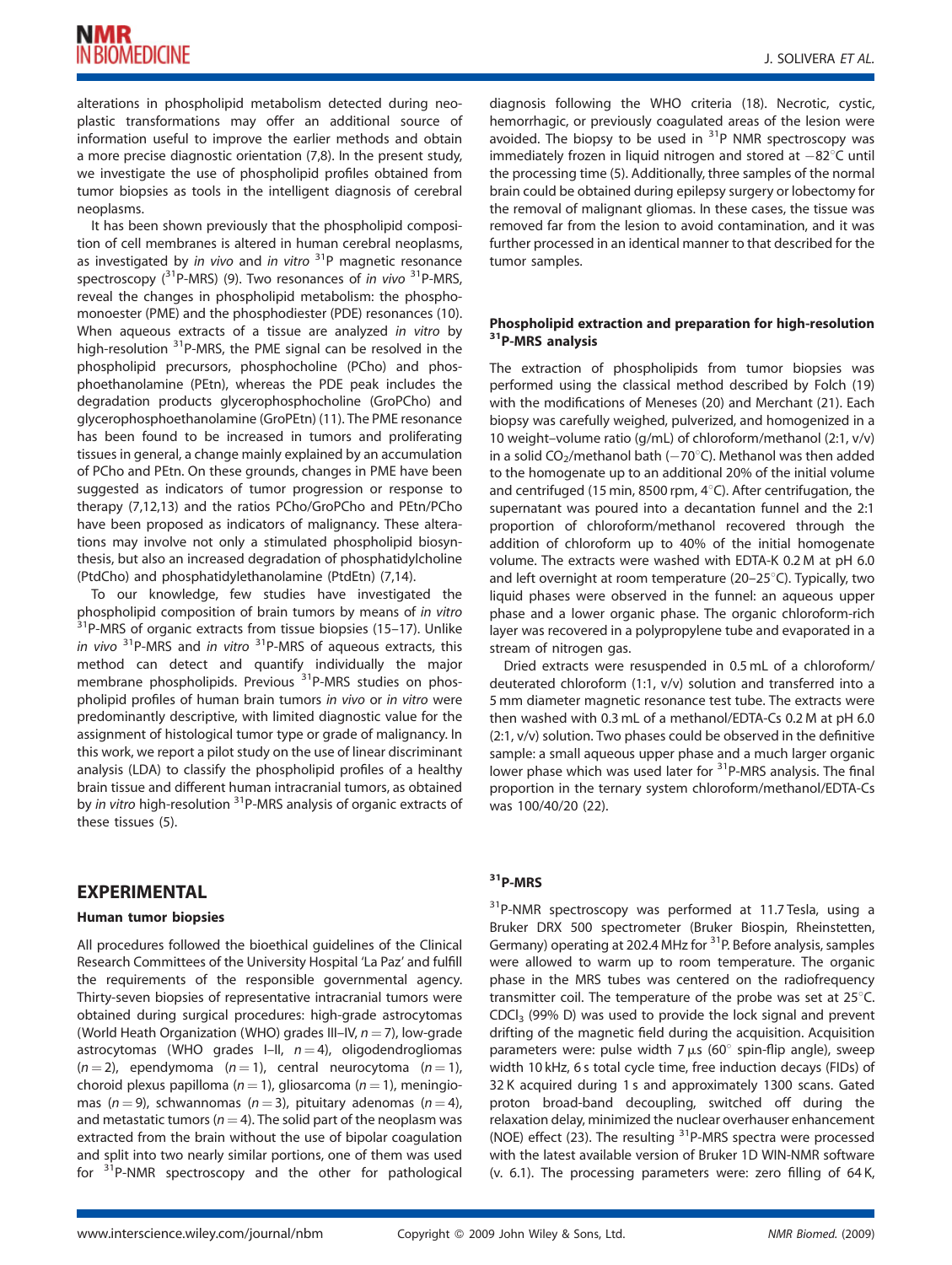alterations in phospholipid metabolism detected during neoplastic transformations may offer an additional source of information useful to improve the earlier methods and obtain a more precise diagnostic orientation (7,8). In the present study, we investigate the use of phospholipid profiles obtained from tumor biopsies as tools in the intelligent diagnosis of cerebral neoplasms.

It has been shown previously that the phospholipid composition of cell membranes is altered in human cerebral neoplasms, as investigated by *in vivo* and *in vitro* $^{31}$P magnetic resonance spectroscopy ($^{31}$P-MRS) (9). Two resonances of *in vivo* $^{31}$P-MRS, reveal the changes in phospholipid metabolism: the phosphomonoester (PME) and the phosphodiester (PDE) resonances (10). When aqueous extracts of a tissue are analyzed *in vitro* by high-resolution $^{31}$P-MRS, the PME signal can be resolved in the phospholipid precursors, phosphocholine (PCho) and phosphoethanolamine (PEtn), whereas the PDE peak includes the degradation products glycerophosphocholine (GroPCho) and glycerophosphoethanolamine (GroPEtn) (11). The PME resonance has been found to be increased in tumors and proliferating tissues in general, a change mainly explained by an accumulation of PCho and PEtn. On these grounds, changes in PME have been suggested as indicators of tumor progression or response to therapy (7,12,13) and the ratios PCho/GroPCho and PEtn/PCho have been proposed as indicators of malignancy. These alterations may involve not only a stimulated phospholipid biosynthesis, but also an increased degradation of phosphatidylcholine (PtdCho) and phosphatidylethanolamine (PtdEtn) (7,14).

To our knowledge, few studies have investigated the phospholipid composition of brain tumors by means of *in vitro* $^{31}$P-MRS of organic extracts from tissue biopsies (15–17). Unlike *in vivo* $^{31}$P-MRS and *in vitro* $^{31}$P-MRS of aqueous extracts, this method can detect and quantify individually the major membrane phospholipids. Previous $^{31}$P-MRS studies on phospholipid profiles of human brain tumors *in vivo* or *in vitro* were predominantly descriptive, with limited diagnostic value for the assignment of histological tumor type or grade of malignancy. In this work, we report a pilot study on the use of linear discriminant analysis (LDA) to classify the phospholipid profiles of a healthy brain tissue and different human intracranial tumors, as obtained by *in vitro* high-resolution $^{31}$P-MRS analysis of organic extracts of these tissues (5).

## EXPERIMENTAL

### Human tumor biopsies

All procedures followed the bioethical guidelines of the Clinical Research Committees of the University Hospital 'La Paz' and fulfill the requirements of the responsible governmental agency. Thirty-seven biopsies of representative intracranial tumors were obtained during surgical procedures: high-grade astrocytomas (World Heath Organization (WHO) grades III–IV, $n = 7$), low-grade astrocytomas (WHO grades I–II, $n = 4$), oligodendrogliomas ($n = 2$), ependymoma ($n = 1$), central neurocytoma ($n = 1$), choroid plexus papilloma ($n = 1$), gliosarcoma ($n = 1$), meningiomas ($n = 9$), schwannomas ($n = 3$), pituitary adenomas ($n = 4$), and metastatic tumors ($n = 4$). The solid part of the neoplasm was extracted from the brain without the use of bipolar coagulation and split into two nearly similar portions, one of them was used for $^{31}$P-NMR spectroscopy and the other for pathological diagnosis following the WHO criteria (18). Necrotic, cystic, hemorrhagic, or previously coagulated areas of the lesion were avoided. The biopsy to be used in $^{31}$P NMR spectroscopy was immediately frozen in liquid nitrogen and stored at −82°C until the processing time (5). Additionally, three samples of the normal brain could be obtained during epilepsy surgery or lobectomy for the removal of malignant gliomas. In these cases, the tissue was removed far from the lesion to avoid contamination, and it was further processed in an identical manner to that described for the tumor samples.

### Phospholipid extraction and preparation for high-resolution $^{31}$P-MRS analysis

The extraction of phospholipids from tumor biopsies was performed using the classical method described by Folch (19) with the modifications of Meneses (20) and Merchant (21). Each biopsy was carefully weighed, pulverized, and homogenized in a 10 weight–volume ratio (g/mL) of chloroform/methanol (2:1, v/v) in a solid $CO_2$/methanol bath (−70°C). Methanol was then added to the homogenate up to an additional 20% of the initial volume and centrifuged (15 min, 8500 rpm, 4°C). After centrifugation, the supernatant was poured into a decantation funnel and the 2:1 proportion of chloroform/methanol recovered through the addition of chloroform up to 40% of the initial homogenate volume. The extracts were washed with EDTA-K 0.2 M at pH 6.0 and left overnight at room temperature (20–25°C). Typically, two liquid phases were observed in the funnel: an aqueous upper phase and a lower organic phase. The organic chloroform-rich layer was recovered in a polypropylene tube and evaporated in a stream of nitrogen gas.

Dried extracts were resuspended in 0.5 mL of a chloroform/deuterated chloroform (1:1, v/v) solution and transferred into a 5 mm diameter magnetic resonance test tube. The extracts were then washed with 0.3 mL of a methanol/EDTA-Cs 0.2 M at pH 6.0 (2:1, v/v) solution. Two phases could be observed in the definitive sample: a small aqueous upper phase and a much larger organic lower phase which was used later for $^{31}$P-MRS analysis. The final proportion in the ternary system chloroform/methanol/EDTA-Cs was 100/40/20 (22).

### $^{31}$P-MRS

$^{31}$P-NMR spectroscopy was performed at 11.7 Tesla, using a Bruker DRX 500 spectrometer (Bruker Biospin, Rheinstetten, Germany) operating at 202.4 MHz for $^{31}$P. Before analysis, samples were allowed to warm up to room temperature. The organic phase in the MRS tubes was centered on the radiofrequency transmitter coil. The temperature of the probe was set at 25°C. $CDCl_3$ (99% D) was used to provide the lock signal and prevent drifting of the magnetic field during the acquisition. Acquisition parameters were: pulse width 7 μs (60° spin-flip angle), sweep width 10 kHz, 6 s total cycle time, free induction decays (FIDs) of 32 K acquired during 1 s and approximately 1300 scans. Gated proton broad-band decoupling, switched off during the relaxation delay, minimized the nuclear overhauser enhancement (NOE) effect (23). The resulting $^{31}$P-MRS spectra were processed with the latest available version of Bruker 1D WIN-NMR software (v. 6.1). The processing parameters were: zero filling of 64 K,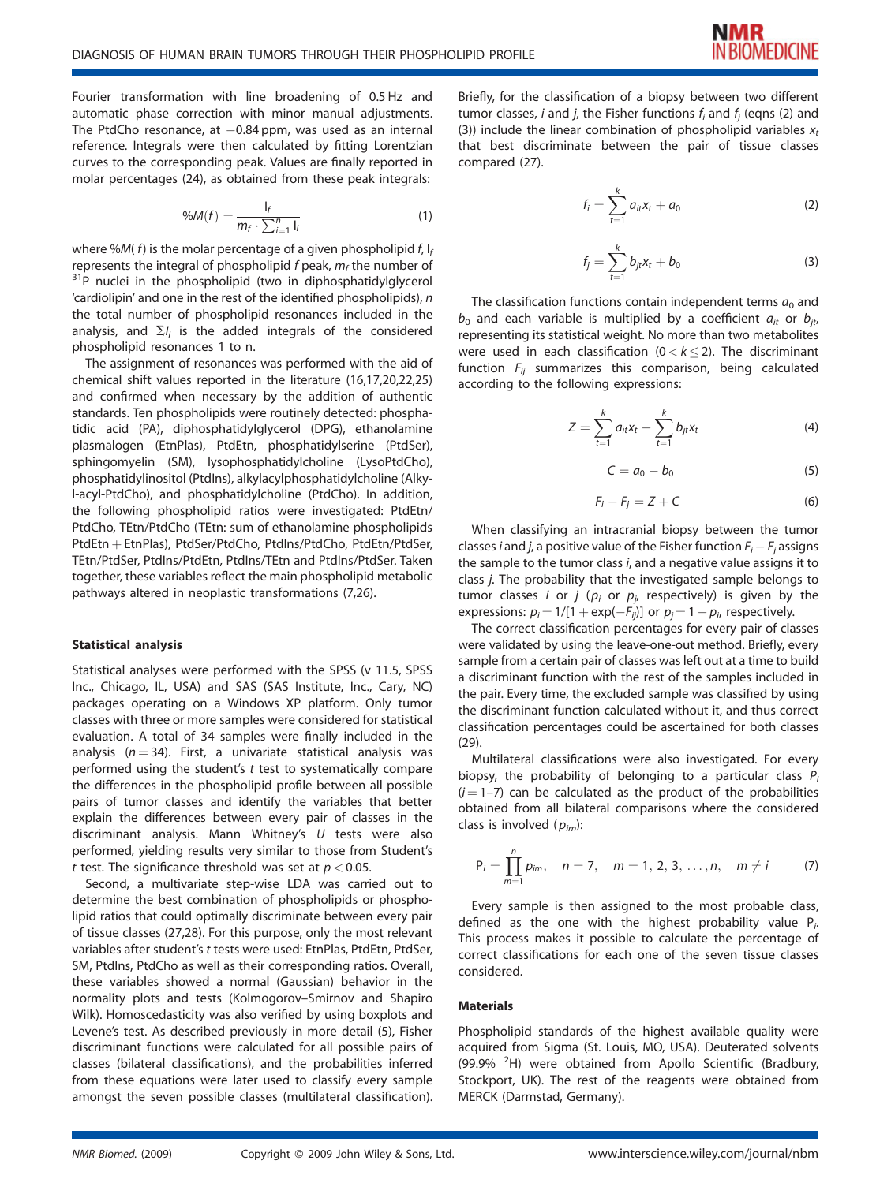Fourier transformation with line broadening of 0.5 Hz and automatic phase correction with minor manual adjustments. The PtdCho resonance, at −0.84 ppm, was used as an internal reference. Integrals were then calculated by fitting Lorentzian curves to the corresponding peak. Values are finally reported in molar percentages (24), as obtained from these peak integrals:

$$\%M(f) = \frac{I_f}{m_f \cdot \sum_{i=1}^{n} I_i} \quad (1)$$

where $\%M(f)$ is the molar percentage of a given phospholipid $f$, $I_f$ represents the integral of phospholipid $f$ peak, $m_f$ the number of $^{31}P$ nuclei in the phospholipid (two in diphosphatidylglycerol 'cardiolipin' and one in the rest of the identified phospholipids), $n$ the total number of phospholipid resonances included in the analysis, and $\Sigma I_i$ is the added integrals of the considered phospholipid resonances 1 to n.

The assignment of resonances was performed with the aid of chemical shift values reported in the literature (16,17,20,22,25) and confirmed when necessary by the addition of authentic standards. Ten phospholipids were routinely detected: phosphatidic acid (PA), diphosphatidylglycerol (DPG), ethanolamine plasmalogen (EtnPlas), PtdEtn, phosphatidylserine (PtdSer), sphingomyelin (SM), lysophosphatidylcholine (LysoPtdCho), phosphatidylinositol (PtdIns), alkylacylphosphatidylcholine (Alkyl-acyl-PtdCho), and phosphatidylcholine (PtdCho). In addition, the following phospholipid ratios were investigated: PtdEtn/PtdCho, TEtn/PtdCho (TEtn: sum of ethanolamine phospholipids PtdEtn + EtnPlas), PtdSer/PtdCho, PtdIns/PtdCho, PtdEtn/PtdSer, TEtn/PtdSer, PtdIns/PtdEtn, PtdIns/TEtn and PtdIns/PtdSer. Taken together, these variables reflect the main phospholipid metabolic pathways altered in neoplastic transformations (7,26).

### Statistical analysis

Statistical analyses were performed with the SPSS (v 11.5, SPSS Inc., Chicago, IL, USA) and SAS (SAS Institute, Inc., Cary, NC) packages operating on a Windows XP platform. Only tumor classes with three or more samples were considered for statistical evaluation. A total of 34 samples were finally included in the analysis ($n = 34$). First, a univariate statistical analysis was performed using the student's $t$ test to systematically compare the differences in the phospholipid profile between all possible pairs of tumor classes and identify the variables that better explain the differences between every pair of classes in the discriminant analysis. Mann Whitney's $U$ tests were also performed, yielding results very similar to those from Student's $t$ test. The significance threshold was set at $p < 0.05$.

Second, a multivariate step-wise LDA was carried out to determine the best combination of phospholipids or phospholipid ratios that could optimally discriminate between every pair of tissue classes (27,28). For this purpose, only the most relevant variables after student's $t$ tests were used: EtnPlas, PtdEtn, PtdSer, SM, PtdIns, PtdCho as well as their corresponding ratios. Overall, these variables showed a normal (Gaussian) behavior in the normality plots and tests (Kolmogorov–Smirnov and Shapiro Wilk). Homoscedasticity was also verified by using boxplots and Levene's test. As described previously in more detail (5), Fisher discriminant functions were calculated for all possible pairs of classes (bilateral classifications), and the probabilities inferred from these equations were later used to classify every sample amongst the seven possible classes (multilateral classification). Briefly, for the classification of a biopsy between two different tumor classes, $i$ and $j$, the Fisher functions $f_i$ and $f_j$ (eqns (2) and (3)) include the linear combination of phospholipid variables $x_t$ that best discriminate between the pair of tissue classes compared (27).

$$f_i = \sum_{t=1}^{k} a_{it} x_t + a_0 \quad (2)$$

$$f_j = \sum_{t=1}^{k} b_{jt} x_t + b_0 \quad (3)$$

The classification functions contain independent terms $a_0$ and $b_0$ and each variable is multiplied by a coefficient $a_{it}$ or $b_{jt}$, representing its statistical weight. No more than two metabolites were used in each classification ($0 < k \leq 2$). The discriminant function $F_{ij}$ summarizes this comparison, being calculated according to the following expressions:

$$Z = \sum_{t=1}^{k} a_{it} x_t - \sum_{t=1}^{k} b_{jt} x_t \quad (4)$$

$$C = a_0 - b_0 \quad (5)$$

$$F_i - F_j = Z + C \quad (6)$$

When classifying an intracranial biopsy between the tumor classes $i$ and $j$, a positive value of the Fisher function $F_i - F_j$ assigns the sample to the tumor class $i$, and a negative value assigns it to class $j$. The probability that the investigated sample belongs to tumor classes $i$ or $j$ ($p_i$ or $p_j$, respectively) is given by the expressions: $p_i = 1/[1 + \exp(-F_{ij})]$ or $p_j = 1 - p_i$, respectively.

The correct classification percentages for every pair of classes were validated by using the leave-one-out method. Briefly, every sample from a certain pair of classes was left out at a time to build a discriminant function with the rest of the samples included in the pair. Every time, the excluded sample was classified by using the discriminant function calculated without it, and thus correct classification percentages could be ascertained for both classes (29).

Multilateral classifications were also investigated. For every biopsy, the probability of belonging to a particular class $P_i$ ($i = 1$–$7$) can be calculated as the product of the probabilities obtained from all bilateral comparisons where the considered class is involved ($p_{im}$):

$$P_i = \prod_{m=1}^{n} p_{im}, \quad n = 7, \quad m = 1, 2, 3, \ldots, n, \quad m \neq i \quad (7)$$

Every sample is then assigned to the most probable class, defined as the one with the highest probability value $P_i$. This process makes it possible to calculate the percentage of correct classifications for each one of the seven tissue classes considered.

### Materials

Phospholipid standards of the highest available quality were acquired from Sigma (St. Louis, MO, USA). Deuterated solvents (99.9% $^{2}H$) were obtained from Apollo Scientific (Bradbury, Stockport, UK). The rest of the reagents were obtained from MERCK (Darmstad, Germany).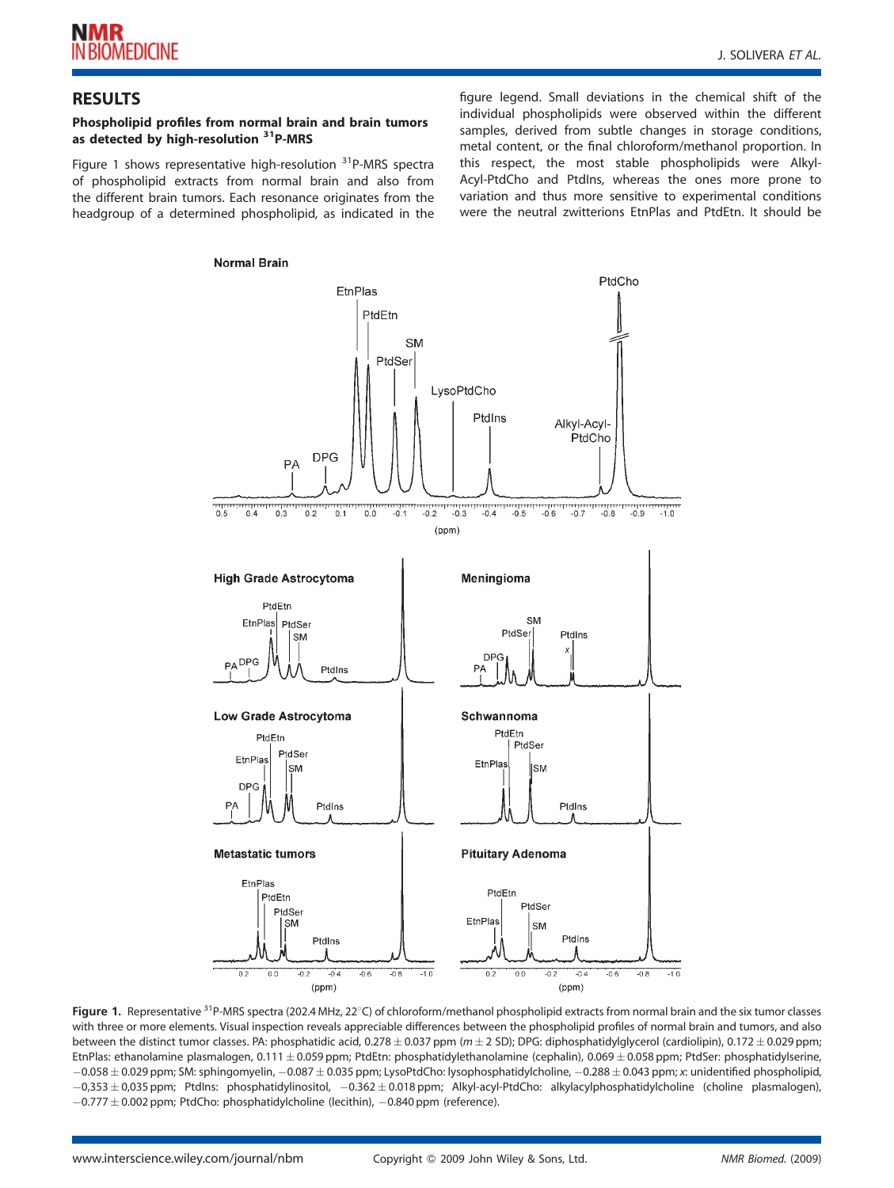## RESULTS

### Phospholipid profiles from normal brain and brain tumors as detected by high-resolution $^{31}$P-MRS

Figure 1 shows representative high-resolution $^{31}$P-MRS spectra of phospholipid extracts from normal brain and also from the different brain tumors. Each resonance originates from the headgroup of a determined phospholipid, as indicated in the figure legend. Small deviations in the chemical shift of the individual phospholipids were observed within the different samples, derived from subtle changes in storage conditions, metal content, or the final chloroform/methanol proportion. In this respect, the most stable phospholipids were Alkyl-Acyl-PtdCho and PtdIns, whereas the ones more prone to variation and thus more sensitive to experimental conditions were the neutral zwitterions EtnPlas and PtdEtn. It should be

**Figure 1.** Representative $^{31}$P-MRS spectra (202.4 MHz, 22°C) of chloroform/methanol phospholipid extracts from normal brain and the six tumor classes with three or more elements. Visual inspection reveals appreciable differences between the phospholipid profiles of normal brain and tumors, and also between the distinct tumor classes. PA: phosphatidic acid, 0.278 ± 0.037 ppm ($m \pm 2$ SD); DPG: diphosphatidylglycerol (cardiolipin), 0.172 ± 0.029 ppm; EtnPlas: ethanolamine plasmalogen, 0.111 ± 0.059 ppm; PtdEtn: phosphatidylethanolamine (cephalin), 0.069 ± 0.058 ppm; PtdSer: phosphatidylserine, −0.058 ± 0.029 ppm; SM: sphingomyelin, −0.087 ± 0.035 ppm; LysoPtdCho: lysophosphatidylcholine, −0.288 ± 0.043 ppm; *x*: unidentified phospholipid, −0,353 ± 0,035 ppm; PtdIns: phosphatidylinositol, −0.362 ± 0.018 ppm; Alkyl-acyl-PtdCho: alkylacylphosphatidylcholine (choline plasmalogen), −0.777 ± 0.002 ppm; PtdCho: phosphatidylcholine (lecithin), −0.840 ppm (reference).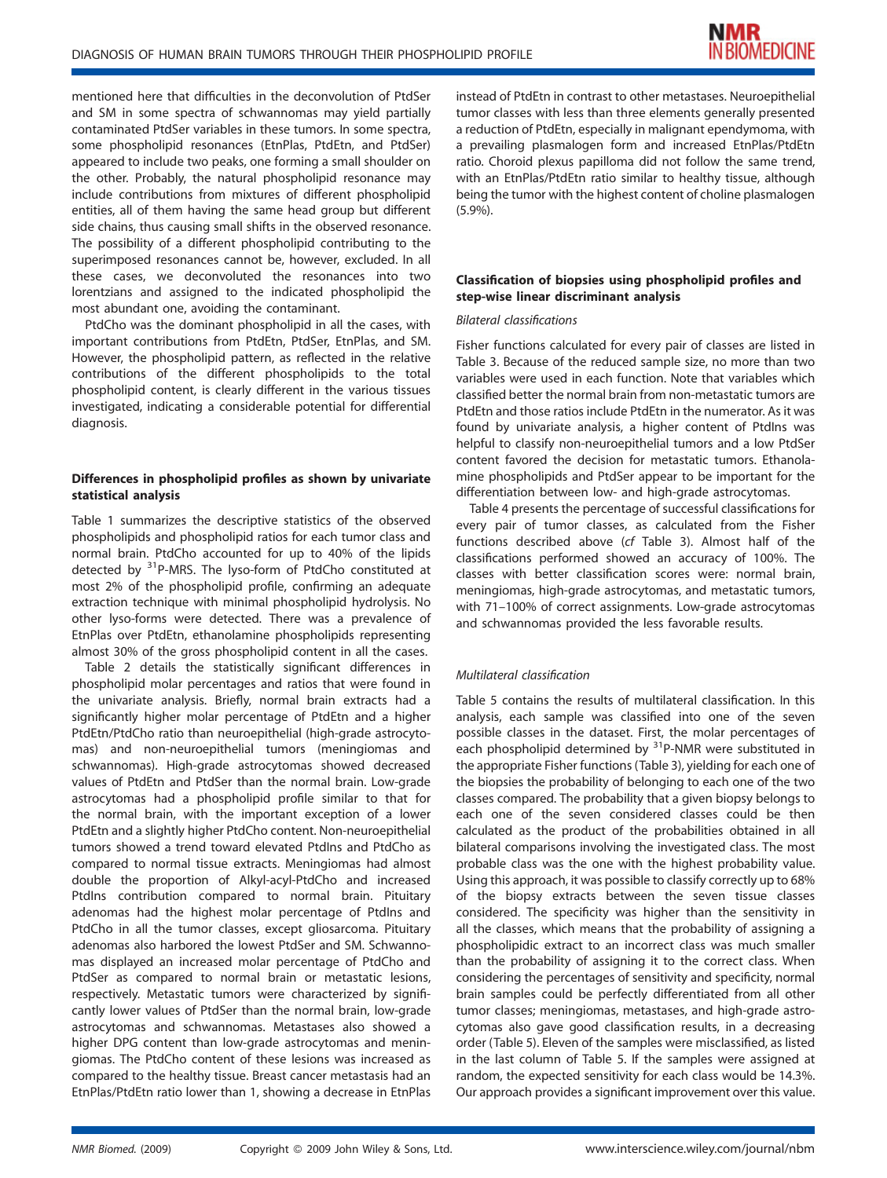mentioned here that difficulties in the deconvolution of PtdSer and SM in some spectra of schwannomas may yield partially contaminated PtdSer variables in these tumors. In some spectra, some phospholipid resonances (EtnPlas, PtdEtn, and PtdSer) appeared to include two peaks, one forming a small shoulder on the other. Probably, the natural phospholipid resonance may include contributions from mixtures of different phospholipid entities, all of them having the same head group but different side chains, thus causing small shifts in the observed resonance. The possibility of a different phospholipid contributing to the superimposed resonances cannot be, however, excluded. In all these cases, we deconvoluted the resonances into two lorentzians and assigned to the indicated phospholipid the most abundant one, avoiding the contaminant.

PtdCho was the dominant phospholipid in all the cases, with important contributions from PtdEtn, PtdSer, EtnPlas, and SM. However, the phospholipid pattern, as reflected in the relative contributions of the different phospholipids to the total phospholipid content, is clearly different in the various tissues investigated, indicating a considerable potential for differential diagnosis.

### Differences in phospholipid profiles as shown by univariate statistical analysis

Table 1 summarizes the descriptive statistics of the observed phospholipids and phospholipid ratios for each tumor class and normal brain. PtdCho accounted for up to 40% of the lipids detected by $^{31}$P-MRS. The lyso-form of PtdCho constituted at most 2% of the phospholipid profile, confirming an adequate extraction technique with minimal phospholipid hydrolysis. No other lyso-forms were detected. There was a prevalence of EtnPlas over PtdEtn, ethanolamine phospholipids representing almost 30% of the gross phospholipid content in all the cases.

Table 2 details the statistically significant differences in phospholipid molar percentages and ratios that were found in the univariate analysis. Briefly, normal brain extracts had a significantly higher molar percentage of PtdEtn and a higher PtdEtn/PtdCho ratio than neuroepithelial (high-grade astrocytomas) and non-neuroepithelial tumors (meningiomas and schwannomas). High-grade astrocytomas showed decreased values of PtdEtn and PtdSer than the normal brain. Low-grade astrocytomas had a phospholipid profile similar to that for the normal brain, with the important exception of a lower PtdEtn and a slightly higher PtdCho content. Non-neuroepithelial tumors showed a trend toward elevated PtdIns and PtdCho as compared to normal tissue extracts. Meningiomas had almost double the proportion of Alkyl-acyl-PtdCho and increased PtdIns contribution compared to normal brain. Pituitary adenomas had the highest molar percentage of PtdIns and PtdCho in all the tumor classes, except gliosarcoma. Pituitary adenomas also harbored the lowest PtdSer and SM. Schwannomas displayed an increased molar percentage of PtdCho and PtdSer as compared to normal brain or metastatic lesions, respectively. Metastatic tumors were characterized by significantly lower values of PtdSer than the normal brain, low-grade astrocytomas and schwannomas. Metastases also showed a higher DPG content than low-grade astrocytomas and meningiomas. The PtdCho content of these lesions was increased as compared to the healthy tissue. Breast cancer metastasis had an EtnPlas/PtdEtn ratio lower than 1, showing a decrease in EtnPlas instead of PtdEtn in contrast to other metastases. Neuroepithelial tumor classes with less than three elements generally presented a reduction of PtdEtn, especially in malignant ependymoma, with a prevailing plasmalogen form and increased EtnPlas/PtdEtn ratio. Choroid plexus papilloma did not follow the same trend, with an EtnPlas/PtdEtn ratio similar to healthy tissue, although being the tumor with the highest content of choline plasmalogen (5.9%).

### Classification of biopsies using phospholipid profiles and step-wise linear discriminant analysis

#### *Bilateral classifications*

Fisher functions calculated for every pair of classes are listed in Table 3. Because of the reduced sample size, no more than two variables were used in each function. Note that variables which classified better the normal brain from non-metastatic tumors are PtdEtn and those ratios include PtdEtn in the numerator. As it was found by univariate analysis, a higher content of PtdIns was helpful to classify non-neuroepithelial tumors and a low PtdSer content favored the decision for metastatic tumors. Ethanolamine phospholipids and PtdSer appear to be important for the differentiation between low- and high-grade astrocytomas.

Table 4 presents the percentage of successful classifications for every pair of tumor classes, as calculated from the Fisher functions described above (*cf* Table 3). Almost half of the classifications performed showed an accuracy of 100%. The classes with better classification scores were: normal brain, meningiomas, high-grade astrocytomas, and metastatic tumors, with 71–100% of correct assignments. Low-grade astrocytomas and schwannomas provided the less favorable results.

#### *Multilateral classification*

Table 5 contains the results of multilateral classification. In this analysis, each sample was classified into one of the seven possible classes in the dataset. First, the molar percentages of each phospholipid determined by $^{31}$P-NMR were substituted in the appropriate Fisher functions (Table 3), yielding for each one of the biopsies the probability of belonging to each one of the two classes compared. The probability that a given biopsy belongs to each one of the seven considered classes could be then calculated as the product of the probabilities obtained in all bilateral comparisons involving the investigated class. The most probable class was the one with the highest probability value. Using this approach, it was possible to classify correctly up to 68% of the biopsy extracts between the seven tissue classes considered. The specificity was higher than the sensitivity in all the classes, which means that the probability of assigning a phospholipidic extract to an incorrect class was much smaller than the probability of assigning it to the correct class. When considering the percentages of sensitivity and specificity, normal brain samples could be perfectly differentiated from all other tumor classes; meningiomas, metastases, and high-grade astrocytomas also gave good classification results, in a decreasing order (Table 5). Eleven of the samples were misclassified, as listed in the last column of Table 5. If the samples were assigned at random, the expected sensitivity for each class would be 14.3%. Our approach provides a significant improvement over this value.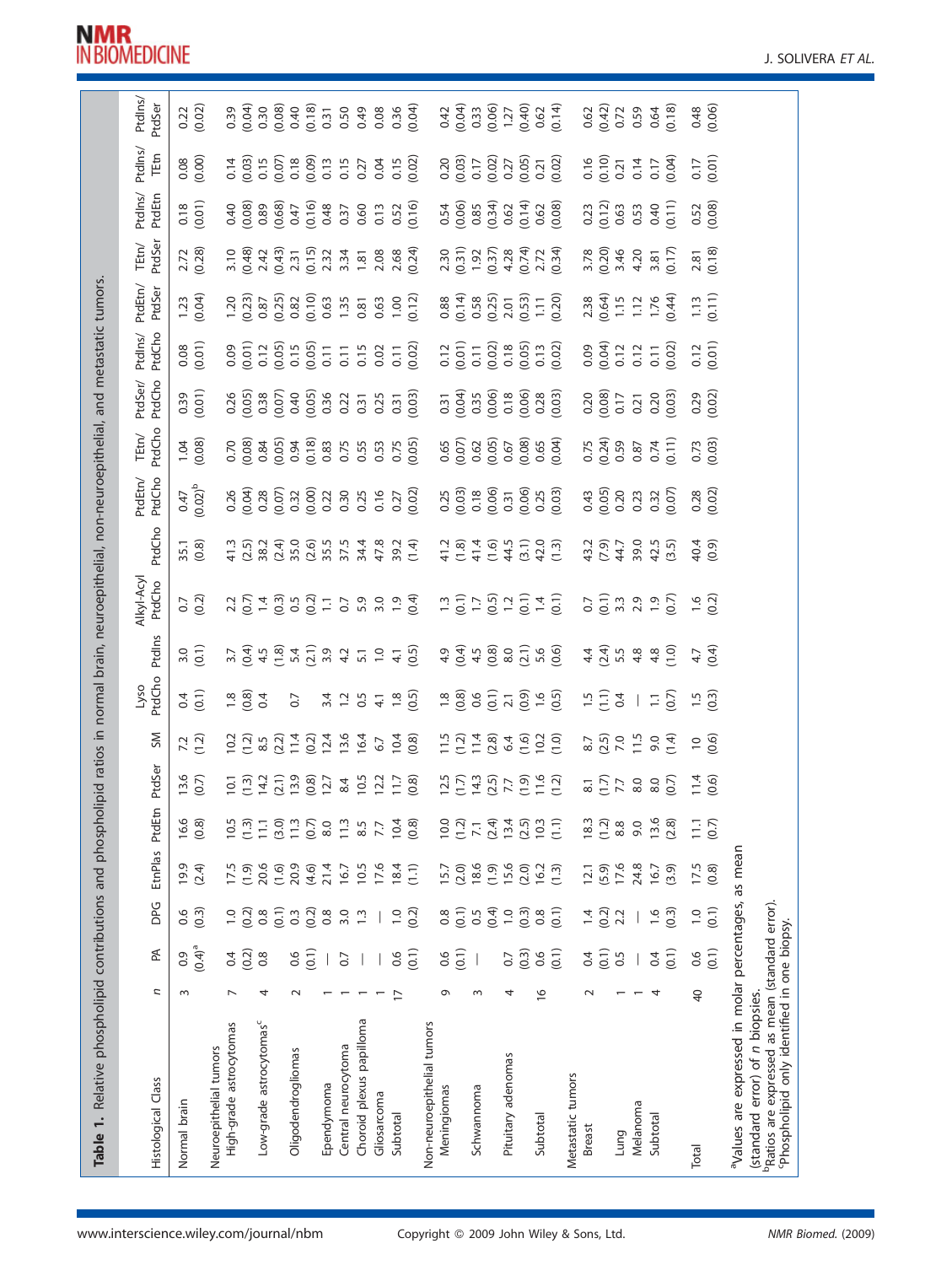**Table 1.** Relative phospholipid contributions and phospholipid ratios in normal brain, neuroepithelial, non-neuroepithelial, and metastatic tumors.

| Histological Class | n | PA | DPG | EtnPlas | PtdEtn | PtdSer | SM | Lyso PtdCho | PtdIns | Alkyl-Acyl PtdCho | PtdCho | PtdEtn/ PtdCho | TEtn/ PtdCho | PtdSer/ PtdCho | PtdIns/ PtdCho | PtdEtn/ PtdSer | TEtn/ PtdSer | PtdIns/ PtdEtn | PtdIns/ TEtn | PtdIns/ PtdSer |
|---|---|---|---|---|---|---|---|---|---|---|---|---|---|---|---|---|---|---|---|---|
| Normal brain | 3 | 0.9 (0.4)[a] | 0.6 (0.3) | 19.9 (2.4) | 16.6 (0.8) | 13.6 (0.7) | 7.2 (1.2) | 0.4 (0.1) | 3.0 (0.1) | 0.7 (0.2) | 35.1 (0.8) | 0.47 (0.02)[b] | 1.04 (0.08) | 0.39 (0.01) | 0.08 (0.01) | 1.23 (0.04) | 2.72 (0.28) | 0.18 (0.01) | 0.08 (0.00) | 0.22 (0.02) |
| Neuroepithelial tumors | | | | | | | | | | | | | | | | | | | | |
| High-grade astrocytomas | 7 | 0.4 (0.2) | 1.0 (0.2) | 17.5 (1.9) | 10.5 (1.3) | 10.1 (1.3) | 10.2 (1.2) | 1.8 (0.8) | 3.7 (0.4) | 2.2 (0.7) | 41.3 (2.5) | 0.26 (0.04) | 0.70 (0.08) | 0.26 (0.05) | 0.09 (0.01) | 1.20 (0.23) | 3.10 (0.48) | 0.40 (0.08) | 0.14 (0.03) | 0.39 (0.04) |
| Low-grade astrocytomas[c] | 4 | 0.8 | 0.8 (0.1) | 20.6 (1.6) | 11.1 (3.0) | 14.2 (2.1) | 8.5 (2.2) | 0.4 | 4.5 (1.8) | 1.4 (0.3) | 38.2 (2.4) | 0.28 (0.07) | 0.84 (0.05) | 0.38 (0.07) | 0.12 (0.05) | 0.87 (0.25) | 2.42 (0.43) | 0.89 (0.68) | 0.15 (0.07) | 0.30 (0.08) |
| Oligodendrogliomas | 2 | 0.6 (0.1) | 0.3 (0.2) | 20.9 (4.6) | 11.3 (0.7) | 13.9 (0.8) | 11.4 (0.2) | 0.7 | 5.4 (2.1) | 0.5 (0.2) | 35.0 (2.6) | 0.32 (0.00) | 0.94 (0.18) | 0.40 (0.05) | 0.15 (0.05) | 0.82 (0.10) | 2.31 (0.15) | 0.47 (0.16) | 0.18 (0.09) | 0.40 (0.18) |
| Ependymoma | 1 | — | 0.8 | 21.4 | 8.0 | 12.7 | 12.4 | 3.4 | 3.9 | 1.1 | 35.5 | 0.22 | 0.83 | 0.36 | 0.11 | 0.63 | 2.32 | 0.48 | 0.13 | 0.31 |
| Central neurocytoma | 1 | 0.7 | 3.0 | 16.7 | 11.3 | 8.4 | 13.6 | 1.2 | 4.2 | 0.7 | 37.5 | 0.30 | 0.75 | 0.22 | 0.11 | 1.35 | 3.34 | 0.37 | 0.15 | 0.50 |
| Choroid plexus papilloma | 1 | — | 1.3 | 10.5 | 8.5 | 10.5 | 16.4 | 0.5 | 5.1 | 5.9 | 34.4 | 0.25 | 0.55 | 0.31 | 0.15 | 0.81 | 1.81 | 0.60 | 0.27 | 0.49 |
| Gliosarcoma | 1 | — | — | 17.6 | 7.7 | 12.2 | 6.7 | 4.1 | 1.0 | 3.0 | 47.8 | 0.16 | 0.53 | 0.25 | 0.02 | 0.63 | 2.08 | 0.13 | 0.04 | 0.08 |
| Subtotal | 17 | 0.6 (0.1) | 1.0 (0.2) | 18.4 (1.1) | 10.4 (0.8) | 11.7 (0.8) | 10.4 (0.8) | 1.8 (0.5) | 4.1 (0.5) | 1.9 (0.4) | 39.2 (1.4) | 0.27 (0.02) | 0.75 (0.05) | 0.31 (0.03) | 0.11 (0.02) | 1.00 (0.12) | 2.68 (0.24) | 0.52 (0.16) | 0.15 (0.02) | 0.36 (0.04) |
| Non-neuroepithelial tumors | | | | | | | | | | | | | | | | | | | | |
| Meningiomas | 9 | 0.6 (0.1) | 0.8 (0.1) | 15.7 (2.0) | 10.0 (1.2) | 12.5 (1.7) | 11.5 (1.2) | 1.8 (0.8) | 4.9 (0.4) | 1.3 (0.1) | 41.2 (1.8) | 0.25 (0.03) | 0.65 (0.07) | 0.31 (0.04) | 0.12 (0.01) | 0.88 (0.14) | 2.30 (0.31) | 0.54 (0.06) | 0.20 (0.03) | 0.42 (0.04) |
| Schwannoma | 3 | — | 0.5 (0.4) | 18.6 (1.9) | 7.1 (2.4) | 14.3 (2.5) | 11.4 (2.8) | 0.6 (0.1) | 4.5 (0.8) | 1.7 (0.5) | 41.4 (1.6) | 0.18 (0.06) | 0.62 (0.05) | 0.35 (0.06) | 0.11 (0.02) | 0.58 (0.25) | 1.92 (0.37) | 0.85 (0.34) | 0.17 (0.02) | 0.33 (0.06) |
| Pituitary adenomas | 4 | 0.7 (0.3) | 1.0 (0.3) | 15.6 (2.0) | 13.4 (2.5) | 7.7 (1.9) | 6.4 (1.6) | 2.1 (0.9) | 8.0 (2.1) | 1.2 (0.1) | 44.5 (3.1) | 0.31 (0.06) | 0.67 (0.08) | 0.18 (0.06) | 0.18 (0.05) | 2.01 (0.53) | 4.28 (0.74) | 0.62 (0.14) | 0.27 (0.05) | 1.27 (0.40) |
| Subtotal | 16 | 0.6 (0.1) | 0.8 (0.1) | 16.2 (1.3) | 10.3 (1.1) | 11.6 (1.2) | 10.2 (1.0) | 1.6 (0.5) | 5.6 (0.6) | 1.4 (0.1) | 42.0 (1.3) | 0.25 (0.03) | 0.65 (0.04) | 0.28 (0.03) | 0.13 (0.02) | 1.11 (0.20) | 2.72 (0.34) | 0.62 (0.08) | 0.21 (0.02) | 0.62 (0.14) |
| Metastatic tumors | | | | | | | | | | | | | | | | | | | | |
| Breast | 2 | 0.4 (0.1) | 1.4 (0.2) | 12.1 (5.9) | 18.3 (1.2) | 8.1 (1.7) | 8.7 (2.5) | 1.5 (1.1) | 4.4 (2.4) | 0.7 (0.1) | 43.2 (7.9) | 0.43 (0.05) | 0.75 (0.24) | 0.20 (0.08) | 0.09 (0.04) | 2.38 (0.64) | 3.78 (0.20) | 0.23 (0.12) | 0.16 (0.10) | 0.62 (0.42) |
| Lung | 1 | 0.5 | 2.2 | 17.6 | 8.8 | 7.7 | 7.0 | 0.4 | 5.5 | 3.3 | 44.7 | 0.20 | 0.59 | 0.17 | 0.12 | 1.15 | 3.46 | 0.63 | 0.21 | 0.72 |
| Melanoma | 1 | — | — | 24.8 | 9.0 | 8.0 | 11.5 | — | 4.8 | 2.9 | 39.0 | 0.23 | 0.87 | 0.21 | 0.12 | 1.12 | 4.20 | 0.53 | 0.14 | 0.59 |
| Subtotal | 4 | 0.4 (0.1) | 1.6 (0.3) | 16.7 (3.9) | 13.6 (2.8) | 8.0 (0.7) | 9.0 (1.4) | 1.1 (0.7) | 4.8 (1.0) | 1.9 (0.7) | 42.5 (3.5) | 0.32 (0.07) | 0.74 (0.11) | 0.20 (0.03) | 0.11 (0.02) | 1.76 (0.44) | 3.81 (0.17) | 0.40 (0.11) | 0.17 (0.04) | 0.64 (0.18) |
| Total | 40 | 0.6 (0.1) | 1.0 (0.1) | 17.5 (0.8) | 11.1 (0.7) | 11.4 (0.6) | 10 (0.6) | 1.5 (0.3) | 4.7 (0.4) | 1.6 (0.2) | 40.4 (0.9) | 0.28 (0.02) | 0.73 (0.03) | 0.29 (0.02) | 0.12 (0.01) | 1.13 (0.11) | 2.81 (0.18) | 0.52 (0.08) | 0.17 (0.01) | 0.48 (0.06) |

[a]Values are expressed in molar percentages, as mean (standard error) of n biopsies.
[b]Ratios are expressed as mean (standard error).
[c]Phospholipid only identified in one biopsy.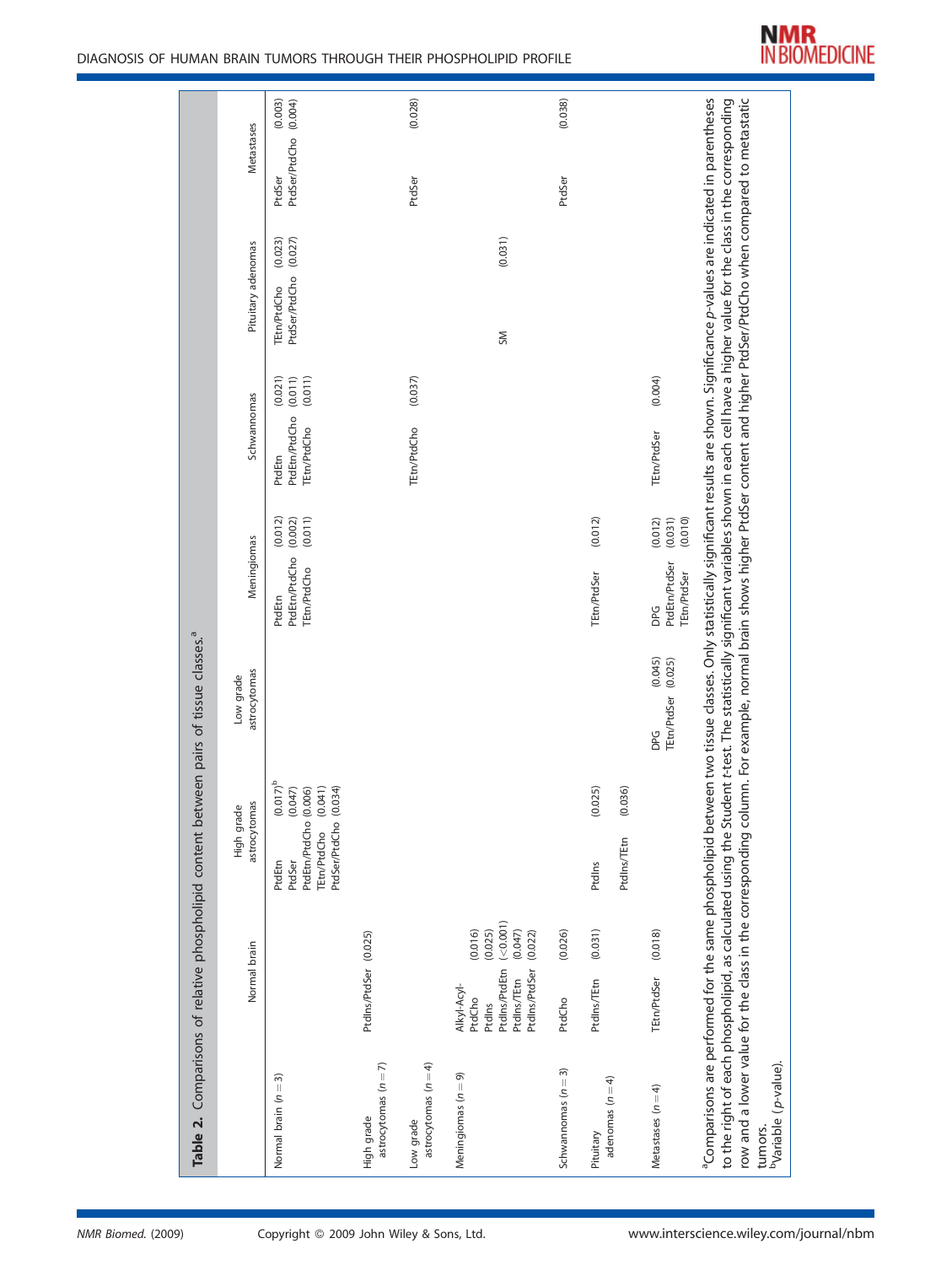**Table 2.** Comparisons of relative phospholipid content between pairs of tissue classes.[a]

| | Normal brain | High grade astrocytomas | Low grade astrocytomas | Meningiomas | Schwannomas | Pituitary adenomas | Metastases |
|---|---|---|---|---|---|---|---|
| Normal brain ($n = 3$) | | PtdEtn (0.017)[b]<br>PtdSer (0.047)<br>PtdEtn/PtdCho (0.006)<br>TEtn/PtdCho (0.041)<br>PtdSer/PtdCho (0.034) | | PtdEtn (0.012)<br>PtdEtn/PtdCho (0.002)<br>TEtn/PtdCho (0.011) | PtdEtn (0.021)<br>PtdEtn/PtdCho (0.011)<br>TEtn/PtdCho (0.011) | TEtn/PtdCho (0.023)<br>PtdSer/PtdCho (0.027) | PtdSer (0.003)<br>PtdSer/PtdCho (0.004) |
| High grade astrocytomas ($n = 7$) | PtdIns/PtdSer (0.025) | | | | | | |
| Low grade astrocytomas ($n = 4$) | | | | | TEtn/PtdCho (0.037) | | PtdSer (0.028) |
| Meningiomas ($n = 9$) | Alkyl-Acyl-PtdCho (0.016)<br>PtdIns (0.025)<br>PtdIns/PtdEtn (<0.001)<br>PtdIns/TEtn (0.047)<br>PtdIns/PtdSer (0.022) | | | | | SM (0.031) | |
| Schwannomas ($n = 3$) | PtdCho (0.026) | | | | | | PtdSer (0.038) |
| Pituitary adenomas ($n = 4$) | PtdIns/TEtn (0.031) | PtdIns (0.025)<br>PtdIns/TEtn (0.036) | | TEtn/PtdSer (0.012) | | | |
| Metastases ($n = 4$) | TEtn/PtdSer (0.018) | | DPG (0.045)<br>TEtn/PtdSer (0.025) | DPG (0.012)<br>PtdEtn/PtdSer (0.031)<br>TEtn/PtdSer (0.010) | TEtn/PtdSer (0.004) | | |

[a]Comparisons are performed for the same phospholipid between two tissue classes. Only statistically significant results are shown. Significance $p$-values are indicated in parentheses to the right of each phospholipid, as calculated using the Student $t$-test. The statistically significant variables shown in each cell have a higher value for the class in the corresponding row and a lower value for the class in the corresponding column. For example, normal brain shows higher PtdSer content and higher PtdSer/PtdCho when compared to metastatic tumors.

[b]Variable ($p$-value).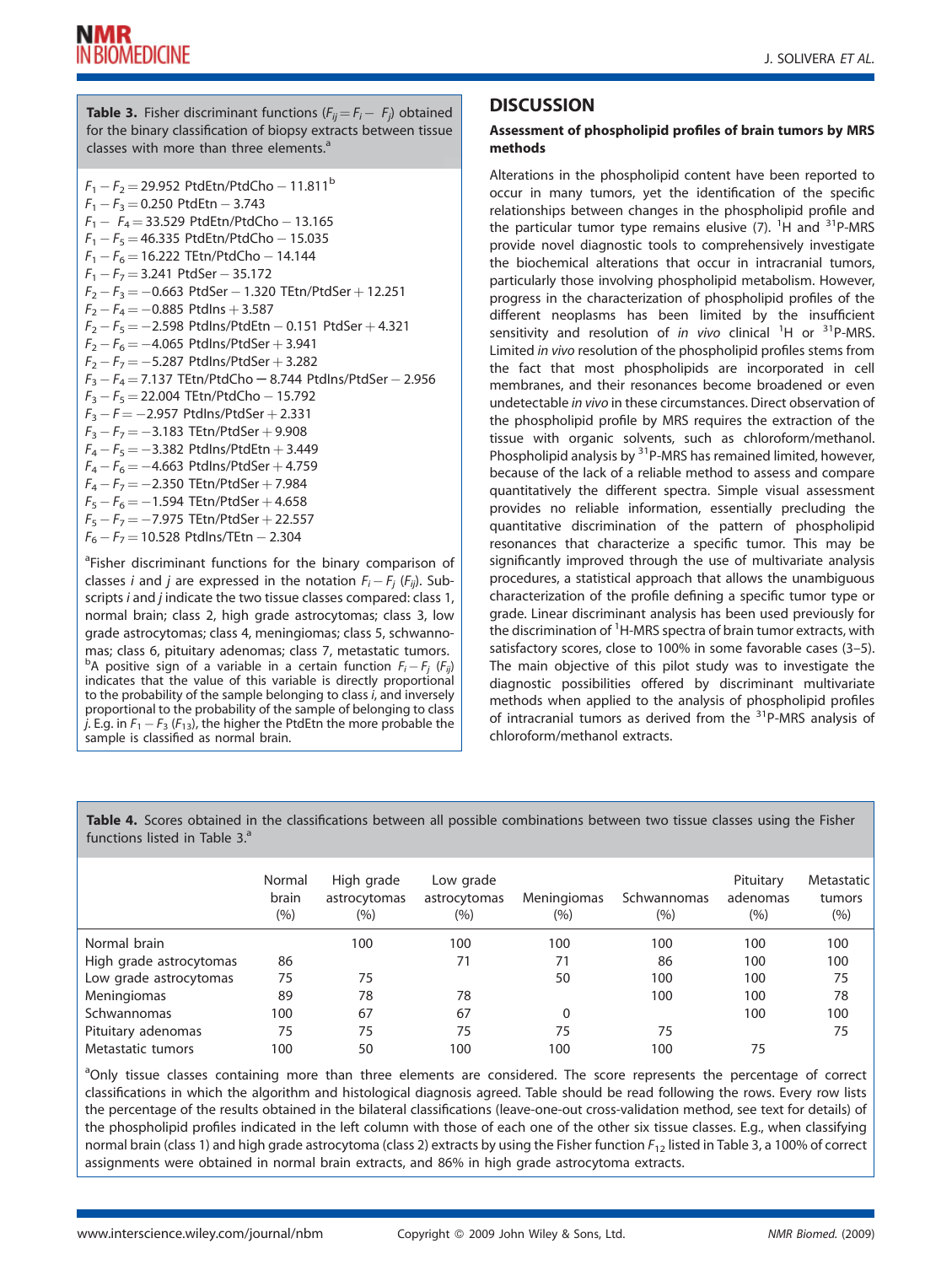**Table 3.** Fisher discriminant functions ($F_{ij} = F_i - F_j$) obtained for the binary classification of biopsy extracts between tissue classes with more than three elements.[a]

$F_1 - F_2 = 29.952$ PtdEtn/PtdCho $- 11.811$[b]
$F_1 - F_3 = 0.250$ PtdEtn $- 3.743$
$F_1 - F_4 = 33.529$ PtdEtn/PtdCho $- 13.165$
$F_1 - F_5 = 46.335$ PtdEtn/PtdCho $- 15.035$
$F_1 - F_6 = 16.222$ TEtn/PtdCho $- 14.144$
$F_1 - F_7 = 3.241$ PtdSer $- 35.172$
$F_2 - F_3 = -0.663$ PtdSer $- 1.320$ TEtn/PtdSer $+ 12.251$
$F_2 - F_4 = -0.885$ PtdIns $+ 3.587$
$F_2 - F_5 = -2.598$ PtdIns/PtdEtn $- 0.151$ PtdSer $+ 4.321$
$F_2 - F_6 = -4.065$ PtdIns/PtdSer $+ 3.941$
$F_2 - F_7 = -5.287$ PtdIns/PtdSer $+ 3.282$
$F_3 - F_4 = 7.137$ TEtn/PtdCho $- 8.744$ PtdIns/PtdSer $- 2.956$
$F_3 - F_5 = 22.004$ TEtn/PtdCho $- 15.792$
$F_3 - F = -2.957$ PtdIns/PtdSer $+ 2.331$
$F_3 - F_7 = -3.183$ TEtn/PtdSer $+ 9.908$
$F_4 - F_5 = -3.382$ PtdIns/PtdEtn $+ 3.449$
$F_4 - F_6 = -4.663$ PtdIns/PtdSer $+ 4.759$
$F_4 - F_7 = -2.350$ TEtn/PtdSer $+ 7.984$
$F_5 - F_6 = -1.594$ TEtn/PtdSer $+ 4.658$
$F_5 - F_7 = -7.975$ TEtn/PtdSer $+ 22.557$
$F_6 - F_7 = 10.528$ PtdIns/TEtn $- 2.304$

[a]Fisher discriminant functions for the binary comparison of classes $i$ and $j$ are expressed in the notation $F_i - F_j$ ($F_{ij}$). Subscripts $i$ and $j$ indicate the two tissue classes compared: class 1, normal brain; class 2, high grade astrocytomas; class 3, low grade astrocytomas; class 4, meningiomas; class 5, schwannomas; class 6, pituitary adenomas; class 7, metastatic tumors.
[b]A positive sign of a variable in a certain function $F_i - F_j$ ($F_{ij}$) indicates that the value of this variable is directly proportional to the probability of the sample belonging to class $i$, and inversely proportional to the probability of the sample of belonging to class $j$. E.g. in $F_1 - F_3$ ($F_{13}$), the higher the PtdEtn the more probable the sample is classified as normal brain.

## DISCUSSION

### Assessment of phospholipid profiles of brain tumors by MRS methods

Alterations in the phospholipid content have been reported to occur in many tumors, yet the identification of the specific relationships between changes in the phospholipid profile and the particular tumor type remains elusive (7). $^1$H and $^{31}$P-MRS provide novel diagnostic tools to comprehensively investigate the biochemical alterations that occur in intracranial tumors, particularly those involving phospholipid metabolism. However, progress in the characterization of phospholipid profiles of the different neoplasms has been limited by the insufficient sensitivity and resolution of *in vivo* clinical $^1$H or $^{31}$P-MRS. Limited *in vivo* resolution of the phospholipid profiles stems from the fact that most phospholipids are incorporated in cell membranes, and their resonances become broadened or even undetectable *in vivo* in these circumstances. Direct observation of the phospholipid profile by MRS requires the extraction of the tissue with organic solvents, such as chloroform/methanol. Phospholipid analysis by $^{31}$P-MRS has remained limited, however, because of the lack of a reliable method to assess and compare quantitatively the different spectra. Simple visual assessment provides no reliable information, essentially precluding the quantitative discrimination of the pattern of phospholipid resonances that characterize a specific tumor. This may be significantly improved through the use of multivariate analysis procedures, a statistical approach that allows the unambiguous characterization of the profile defining a specific tumor type or grade. Linear discriminant analysis has been used previously for the discrimination of $^1$H-MRS spectra of brain tumor extracts, with satisfactory scores, close to 100% in some favorable cases (3–5). The main objective of this pilot study was to investigate the diagnostic possibilities offered by discriminant multivariate methods when applied to the analysis of phospholipid profiles of intracranial tumors as derived from the $^{31}$P-MRS analysis of chloroform/methanol extracts.

**Table 4.** Scores obtained in the classifications between all possible combinations between two tissue classes using the Fisher functions listed in Table 3.[a]

| | Normal brain (%) | High grade astrocytomas (%) | Low grade astrocytomas (%) | Meningiomas (%) | Schwannomas (%) | Pituitary adenomas (%) | Metastatic tumors (%) |
|---|---|---|---|---|---|---|---|
| Normal brain | | 100 | 100 | 100 | 100 | 100 | 100 |
| High grade astrocytomas | 86 | | 71 | 71 | 86 | 100 | 100 |
| Low grade astrocytomas | 75 | 75 | | 50 | 100 | 100 | 75 |
| Meningiomas | 89 | 78 | 78 | | 100 | 100 | 78 |
| Schwannomas | 100 | 67 | 67 | 0 | | 100 | 100 |
| Pituitary adenomas | 75 | 75 | 75 | 75 | 75 | | 75 |
| Metastatic tumors | 100 | 50 | 100 | 100 | 100 | 75 | |

[a]Only tissue classes containing more than three elements are considered. The score represents the percentage of correct classifications in which the algorithm and histological diagnosis agreed. Table should be read following the rows. Every row lists the percentage of the results obtained in the bilateral classifications (leave-one-out cross-validation method, see text for details) of the phospholipid profiles indicated in the left column with those of each one of the other six tissue classes. E.g., when classifying normal brain (class 1) and high grade astrocytoma (class 2) extracts by using the Fisher function $F_{12}$ listed in Table 3, a 100% of correct assignments were obtained in normal brain extracts, and 86% in high grade astrocytoma extracts.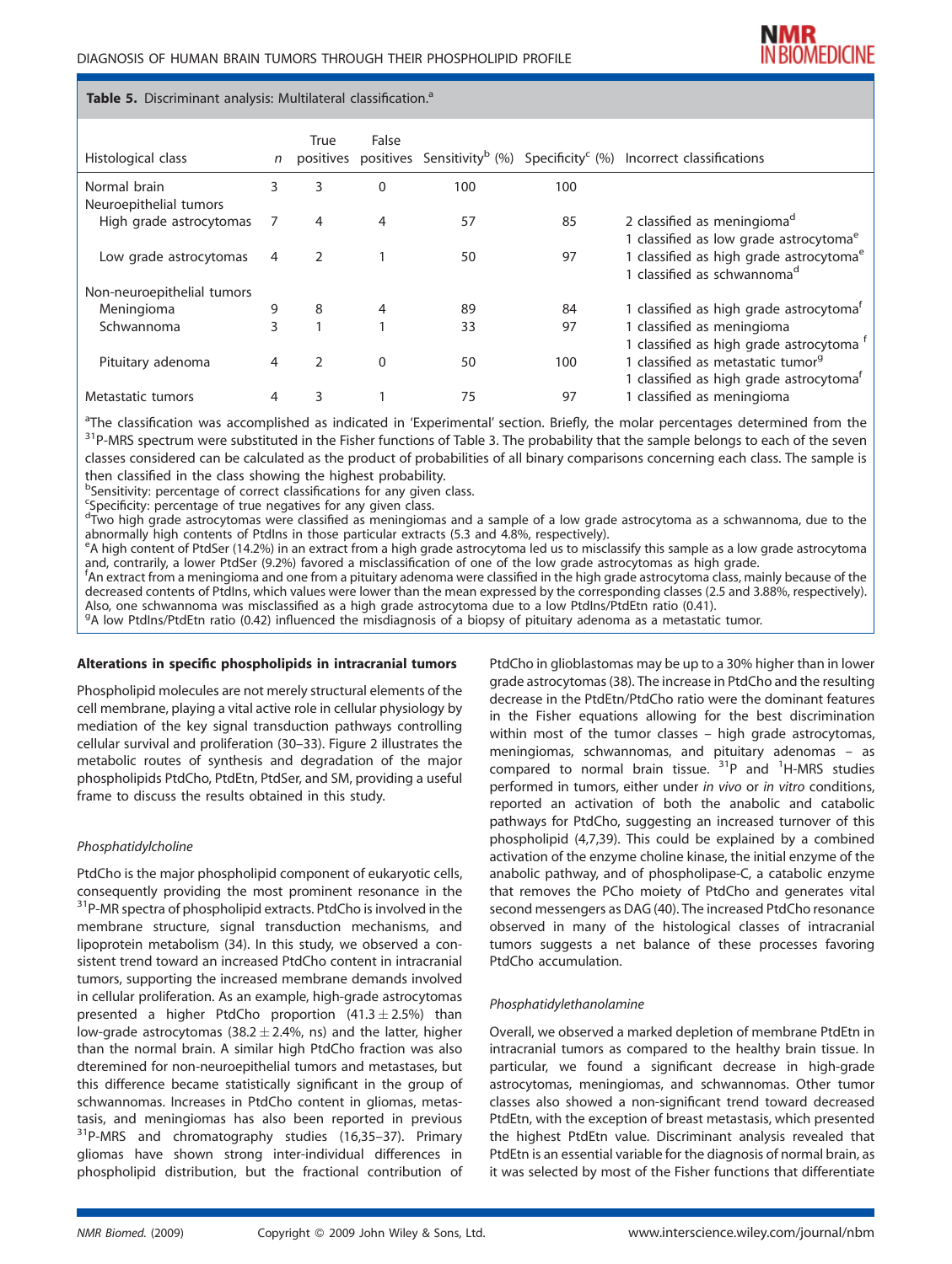**Table 5.** Discriminant analysis: Multilateral classification.[a]

| Histological class | $n$ | True positives | False positives | Sensitivity[b] (%) | Specificity[c] (%) | Incorrect classifications |
|---|---|---|---|---|---|---|
| Normal brain | 3 | 3 | 0 | 100 | 100 | |
| Neuroepithelial tumors | | | | | | |
| High grade astrocytomas | 7 | 4 | 4 | 57 | 85 | 2 classified as meningioma[d]; 1 classified as low grade astrocytoma[e] |
| Low grade astrocytomas | 4 | 2 | 1 | 50 | 97 | 1 classified as high grade astrocytoma[e]; 1 classified as schwannoma[d] |
| Non-neuroepithelial tumors | | | | | | |
| Meningioma | 9 | 8 | 4 | 89 | 84 | 1 classified as high grade astrocytoma[f] |
| Schwannoma | 3 | 1 | 1 | 33 | 97 | 1 classified as meningioma; 1 classified as high grade astrocytoma [f] |
| Pituitary adenoma | 4 | 2 | 0 | 50 | 100 | 1 classified as metastatic tumor[g]; 1 classified as high grade astrocytoma[f] |
| Metastatic tumors | 4 | 3 | 1 | 75 | 97 | 1 classified as meningioma |

[a]The classification was accomplished as indicated in 'Experimental' section. Briefly, the molar percentages determined from the [31]P-MRS spectrum were substituted in the Fisher functions of Table 3. The probability that the sample belongs to each of the seven classes considered can be calculated as the product of probabilities of all binary comparisons concerning each class. The sample is then classified in the class showing the highest probability.
[b]Sensitivity: percentage of correct classifications for any given class.
[c]Specificity: percentage of true negatives for any given class.
[d]Two high grade astrocytomas were classified as meningiomas and a sample of a low grade astrocytoma as a schwannoma, due to the abnormally high contents of PtdIns in those particular extracts (5.3 and 4.8%, respectively).
[e]A high content of PtdSer (14.2%) in an extract from a high grade astrocytoma led us to misclassify this sample as a low grade astrocytoma and, contrarily, a lower PtdSer (9.2%) favored a misclassification of one of the low grade astrocytomas as high grade.
[f]An extract from a meningioma and one from a pituitary adenoma were classified in the high grade astrocytoma class, mainly because of the decreased contents of PtdIns, which values were lower than the mean expressed by the corresponding classes (2.5 and 3.88%, respectively). Also, one schwannoma was misclassified as a high grade astrocytoma due to a low PtdIns/PtdEtn ratio (0.41).
[g]A low PtdIns/PtdEtn ratio (0.42) influenced the misdiagnosis of a biopsy of pituitary adenoma as a metastatic tumor.

## Alterations in specific phospholipids in intracranial tumors

Phospholipid molecules are not merely structural elements of the cell membrane, playing a vital active role in cellular physiology by mediation of the key signal transduction pathways controlling cellular survival and proliferation (30–33). Figure 2 illustrates the metabolic routes of synthesis and degradation of the major phospholipids PtdCho, PtdEtn, PtdSer, and SM, providing a useful frame to discuss the results obtained in this study.

### *Phosphatidylcholine*

PtdCho is the major phospholipid component of eukaryotic cells, consequently providing the most prominent resonance in the [31]P-MR spectra of phospholipid extracts. PtdCho is involved in the membrane structure, signal transduction mechanisms, and lipoprotein metabolism (34). In this study, we observed a consistent trend toward an increased PtdCho content in intracranial tumors, supporting the increased membrane demands involved in cellular proliferation. As an example, high-grade astrocytomas presented a higher PtdCho proportion ($41.3 \pm 2.5\%$) than low-grade astrocytomas ($38.2 \pm 2.4\%$, ns) and the latter, higher than the normal brain. A similar high PtdCho fraction was also dtermined for non-neuroepithelial tumors and metastases, but this difference became statistically significant in the group of schwannomas. Increases in PtdCho content in gliomas, metastasis, and meningiomas has also been reported in previous [31]P-MRS and chromatography studies (16,35–37). Primary gliomas have shown strong inter-individual differences in phospholipid distribution, but the fractional contribution of PtdCho in glioblastomas may be up to a 30% higher than in lower grade astrocytomas (38). The increase in PtdCho and the resulting decrease in the PtdEtn/PtdCho ratio were the dominant features in the Fisher equations allowing for the best discrimination within most of the tumor classes – high grade astrocytomas, meningiomas, schwannomas, and pituitary adenomas – as compared to normal brain tissue. [31]P and [1]H-MRS studies performed in tumors, either under *in vivo* or *in vitro* conditions, reported an activation of both the anabolic and catabolic pathways for PtdCho, suggesting an increased turnover of this phospholipid (4,7,39). This could be explained by a combined activation of the enzyme choline kinase, the initial enzyme of the anabolic pathway, and of phospholipase-C, a catabolic enzyme that removes the PCho moiety of PtdCho and generates vital second messengers as DAG (40). The increased PtdCho resonance observed in many of the histological classes of intracranial tumors suggests a net balance of these processes favoring PtdCho accumulation.

### *Phosphatidylethanolamine*

Overall, we observed a marked depletion of membrane PtdEtn in intracranial tumors as compared to the healthy brain tissue. In particular, we found a significant decrease in high-grade astrocytomas, meningiomas, and schwannomas. Other tumor classes also showed a non-significant trend toward decreased PtdEtn, with the exception of breast metastasis, which presented the highest PtdEtn value. Discriminant analysis revealed that PtdEtn is an essential variable for the diagnosis of normal brain, as it was selected by most of the Fisher functions that differentiate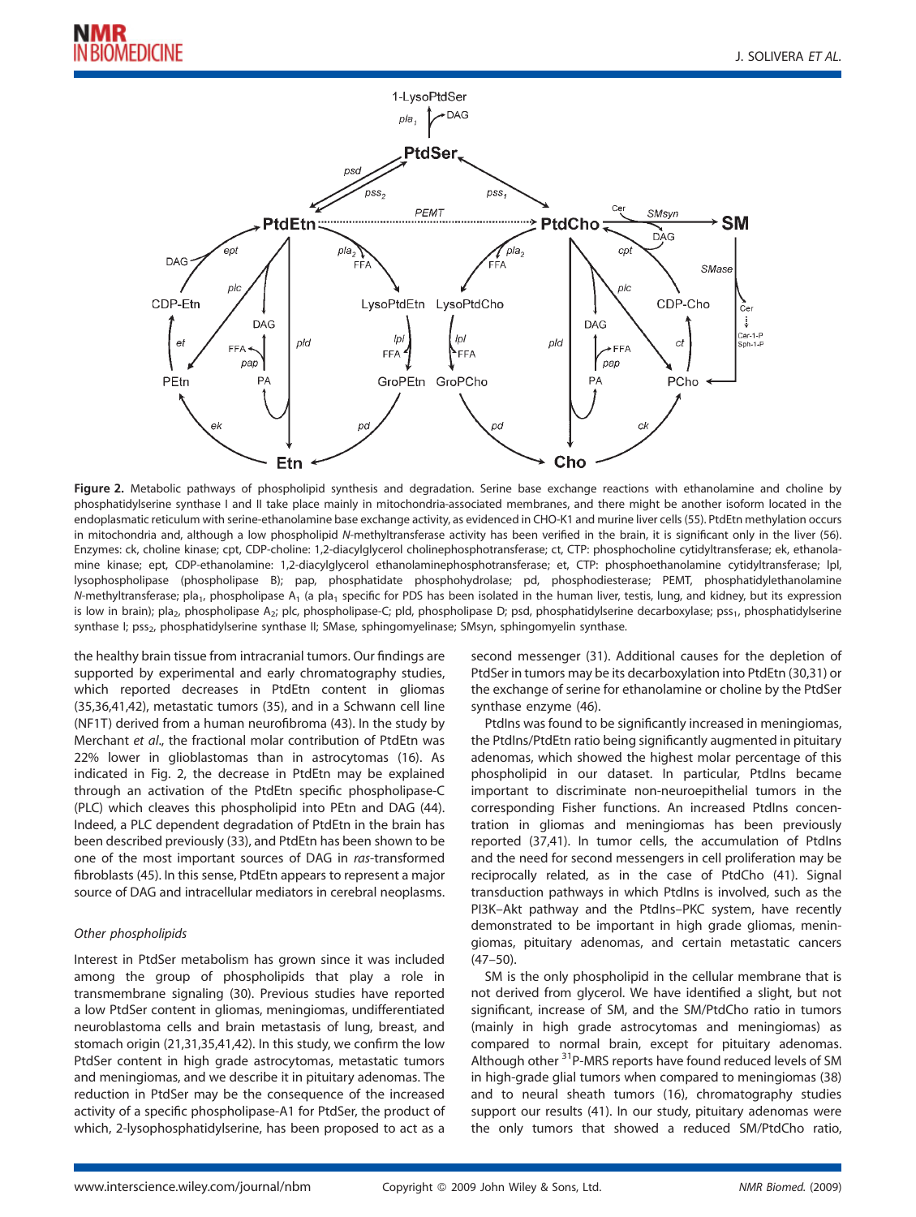**Figure 2.** Metabolic pathways of phospholipid synthesis and degradation. Serine base exchange reactions with ethanolamine and choline by phosphatidylserine synthase I and II take place mainly in mitochondria-associated membranes, and there might be another isoform located in the endoplasmatic reticulum with serine-ethanolamine base exchange activity, as evidenced in CHO-K1 and murine liver cells (55). PtdEtn methylation occurs in mitochondria and, although a low phospholipid *N*-methyltransferase activity has been verified in the brain, it is significant only in the liver (56). Enzymes: ck, choline kinase; cpt, CDP-choline: 1,2-diacylglycerol cholinephosphotransferase; ct, CTP: phosphocholine cytidyltransferase; ek, ethanolamine kinase; ept, CDP-ethanolamine: 1,2-diacylglycerol ethanolaminephosphotransferase; et, CTP: phosphoethanolamine cytidyltransferase; lpl, lysophospholipase (phospholipase B); pap, phosphatidate phosphohydrolase; pd, phosphodiesterase; PEMT, phosphatidylethanolamine *N*-methyltransferase; $pla_1$, phospholipase $A_1$ (a $pla_1$ specific for PDS has been isolated in the human liver, testis, lung, and kidney, but its expression is low in brain); $pla_2$, phospholipase $A_2$; plc, phospholipase-C; pld, phospholipase D; psd, phosphatidylserine decarboxylase; $pss_1$, phosphatidylserine synthase I; $pss_2$, phosphatidylserine synthase II; SMase, sphingomyelinase; SMsyn, sphingomyelin synthase.

the healthy brain tissue from intracranial tumors. Our findings are supported by experimental and early chromatography studies, which reported decreases in PtdEtn content in gliomas (35,36,41,42), metastatic tumors (35), and in a Schwann cell line (NF1T) derived from a human neurofibroma (43). In the study by Merchant *et al*., the fractional molar contribution of PtdEtn was 22% lower in glioblastomas than in astrocytomas (16). As indicated in Fig. 2, the decrease in PtdEtn may be explained through an activation of the PtdEtn specific phospholipase-C (PLC) which cleaves this phospholipid into PEtn and DAG (44). Indeed, a PLC dependent degradation of PtdEtn in the brain has been described previously (33), and PtdEtn has been shown to be one of the most important sources of DAG in *ras*-transformed fibroblasts (45). In this sense, PtdEtn appears to represent a major source of DAG and intracellular mediators in cerebral neoplasms.

### Other phospholipids

Interest in PtdSer metabolism has grown since it was included among the group of phospholipids that play a role in transmembrane signaling (30). Previous studies have reported a low PtdSer content in gliomas, meningiomas, undifferentiated neuroblastoma cells and brain metastasis of lung, breast, and stomach origin (21,31,35,41,42). In this study, we confirm the low PtdSer content in high grade astrocytomas, metastatic tumors and meningiomas, and we describe it in pituitary adenomas. The reduction in PtdSer may be the consequence of the increased activity of a specific phospholipase-A1 for PtdSer, the product of which, 2-lysophosphatidylserine, has been proposed to act as a second messenger (31). Additional causes for the depletion of PtdSer in tumors may be its decarboxylation into PtdEtn (30,31) or the exchange of serine for ethanolamine or choline by the PtdSer synthase enzyme (46).

PtdIns was found to be significantly increased in meningiomas, the PtdIns/PtdEtn ratio being significantly augmented in pituitary adenomas, which showed the highest molar percentage of this phospholipid in our dataset. In particular, PtdIns became important to discriminate non-neuroepithelial tumors in the corresponding Fisher functions. An increased PtdIns concentration in gliomas and meningiomas has been previously reported (37,41). In tumor cells, the accumulation of PtdIns and the need for second messengers in cell proliferation may be reciprocally related, as in the case of PtdCho (41). Signal transduction pathways in which PtdIns is involved, such as the PI3K–Akt pathway and the PtdIns–PKC system, have recently demonstrated to be important in high grade gliomas, meningiomas, pituitary adenomas, and certain metastatic cancers (47–50).

SM is the only phospholipid in the cellular membrane that is not derived from glycerol. We have identified a slight, but not significant, increase of SM, and the SM/PtdCho ratio in tumors (mainly in high grade astrocytomas and meningiomas) as compared to normal brain, except for pituitary adenomas. Although other $^{31}$P-MRS reports have found reduced levels of SM in high-grade glial tumors when compared to meningiomas (38) and to neural sheath tumors (16), chromatography studies support our results (41). In our study, pituitary adenomas were the only tumors that showed a reduced SM/PtdCho ratio,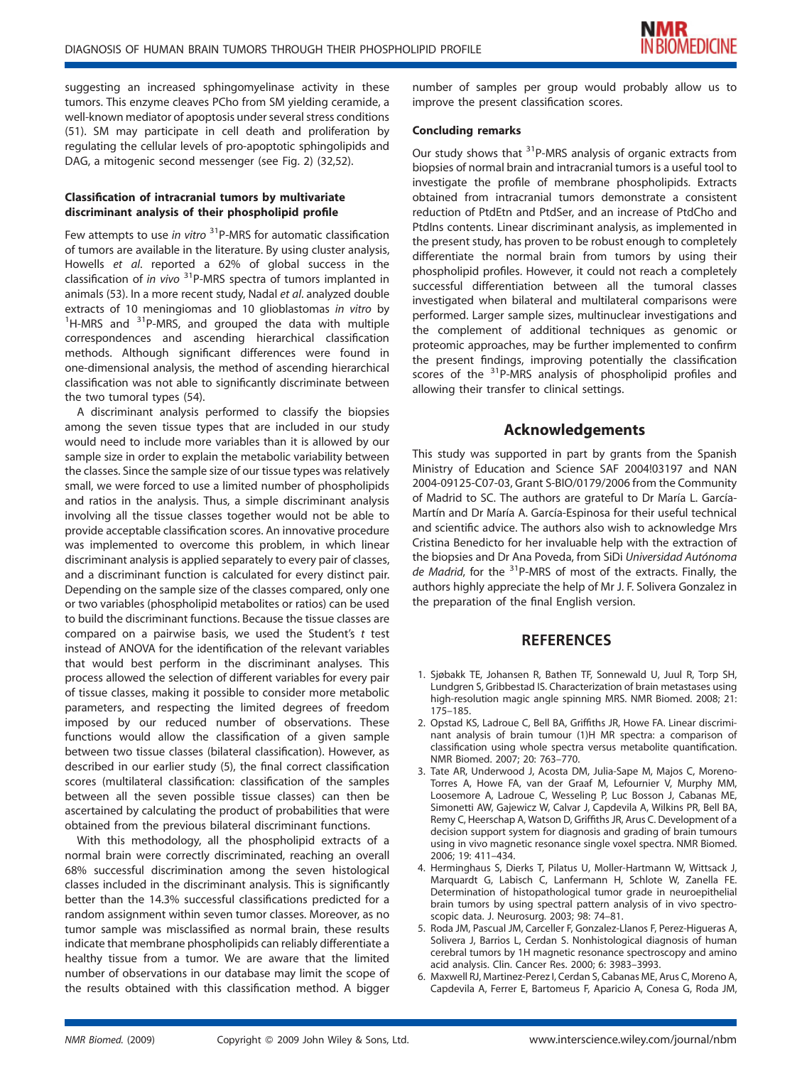suggesting an increased sphingomyelinase activity in these tumors. This enzyme cleaves PCho from SM yielding ceramide, a well-known mediator of apoptosis under several stress conditions (51). SM may participate in cell death and proliferation by regulating the cellular levels of pro-apoptotic sphingolipids and DAG, a mitogenic second messenger (see Fig. 2) (32,52).

### Classification of intracranial tumors by multivariate discriminant analysis of their phospholipid profile

Few attempts to use *in vitro* $^{31}$P-MRS for automatic classification of tumors are available in the literature. By using cluster analysis, Howells *et al*. reported a 62% of global success in the classification of *in vivo* $^{31}$P-MRS spectra of tumors implanted in animals (53). In a more recent study, Nadal *et al*. analyzed double extracts of 10 meningiomas and 10 glioblastomas *in vitro* by $^{1}$H-MRS and $^{31}$P-MRS, and grouped the data with multiple correspondences and ascending hierarchical classification methods. Although significant differences were found in one-dimensional analysis, the method of ascending hierarchical classification was not able to significantly discriminate between the two tumoral types (54).

A discriminant analysis performed to classify the biopsies among the seven tissue types that are included in our study would need to include more variables than it is allowed by our sample size in order to explain the metabolic variability between the classes. Since the sample size of our tissue types was relatively small, we were forced to use a limited number of phospholipids and ratios in the analysis. Thus, a simple discriminant analysis involving all the tissue classes together would not be able to provide acceptable classification scores. An innovative procedure was implemented to overcome this problem, in which linear discriminant analysis is applied separately to every pair of classes, and a discriminant function is calculated for every distinct pair. Depending on the sample size of the classes compared, only one or two variables (phospholipid metabolites or ratios) can be used to build the discriminant functions. Because the tissue classes are compared on a pairwise basis, we used the Student's *t* test instead of ANOVA for the identification of the relevant variables that would best perform in the discriminant analyses. This process allowed the selection of different variables for every pair of tissue classes, making it possible to consider more metabolic parameters, and respecting the limited degrees of freedom imposed by our reduced number of observations. These functions would allow the classification of a given sample between two tissue classes (bilateral classification). However, as described in our earlier study (5), the final correct classification scores (multilateral classification: classification of the samples between all the seven possible tissue classes) can then be ascertained by calculating the product of probabilities that were obtained from the previous bilateral discriminant functions.

With this methodology, all the phospholipid extracts of a normal brain were correctly discriminated, reaching an overall 68% successful discrimination among the seven histological classes included in the discriminant analysis. This is significantly better than the 14.3% successful classifications predicted for a random assignment within seven tumor classes. Moreover, as no tumor sample was misclassified as normal brain, these results indicate that membrane phospholipids can reliably differentiate a healthy tissue from a tumor. We are aware that the limited number of observations in our database may limit the scope of the results obtained with this classification method. A bigger number of samples per group would probably allow us to improve the present classification scores.

### Concluding remarks

Our study shows that $^{31}$P-MRS analysis of organic extracts from biopsies of normal brain and intracranial tumors is a useful tool to investigate the profile of membrane phospholipids. Extracts obtained from intracranial tumors demonstrate a consistent reduction of PtdEtn and PtdSer, and an increase of PtdCho and PtdIns contents. Linear discriminant analysis, as implemented in the present study, has proven to be robust enough to completely differentiate the normal brain from tumors by using their phospholipid profiles. However, it could not reach a completely successful differentiation between all the tumoral classes investigated when bilateral and multilateral comparisons were performed. Larger sample sizes, multinuclear investigations and the complement of additional techniques as genomic or proteomic approaches, may be further implemented to confirm the present findings, improving potentially the classification scores of the $^{31}$P-MRS analysis of phospholipid profiles and allowing their transfer to clinical settings.

## Acknowledgements

This study was supported in part by grants from the Spanish Ministry of Education and Science SAF 2004!03197 and NAN 2004-09125-C07-03, Grant S-BIO/0179/2006 from the Community of Madrid to SC. The authors are grateful to Dr María L. García-Martín and Dr María A. García-Espinosa for their useful technical and scientific advice. The authors also wish to acknowledge Mrs Cristina Benedicto for her invaluable help with the extraction of the biopsies and Dr Ana Poveda, from SiDi *Universidad Autónoma de Madrid*, for the $^{31}$P-MRS of most of the extracts. Finally, the authors highly appreciate the help of Mr J. F. Solivera Gonzalez in the preparation of the final English version.

## REFERENCES

1. Sjøbakk TE, Johansen R, Bathen TF, Sonnewald U, Juul R, Torp SH, Lundgren S, Gribbestad IS. Characterization of brain metastases using high-resolution magic angle spinning MRS. NMR Biomed. 2008; 21: 175–185.
2. Opstad KS, Ladroue C, Bell BA, Griffiths JR, Howe FA. Linear discriminant analysis of brain tumour (1)H MR spectra: a comparison of classification using whole spectra versus metabolite quantification. NMR Biomed. 2007; 20: 763–770.
3. Tate AR, Underwood J, Acosta DM, Julia-Sape M, Majos C, Moreno-Torres A, Howe FA, van der Graaf M, Lefournier V, Murphy MM, Loosemore A, Ladroue C, Wesseling P, Luc Bosson J, Cabanas ME, Simonetti AW, Gajewicz W, Calvar J, Capdevila A, Wilkins PR, Bell BA, Remy C, Heerschap A, Watson D, Griffiths JR, Arus C. Development of a decision support system for diagnosis and grading of brain tumours using in vivo magnetic resonance single voxel spectra. NMR Biomed. 2006; 19: 411–434.
4. Herminghaus S, Dierks T, Pilatus U, Moller-Hartmann W, Wittsack J, Marquardt G, Labisch C, Lanfermann H, Schlote W, Zanella FE. Determination of histopathological tumor grade in neuroepithelial brain tumors by using spectral pattern analysis of in vivo spectroscopic data. J. Neurosurg. 2003; 98: 74–81.
5. Roda JM, Pascual JM, Carceller F, Gonzalez-Llanos F, Perez-Higueras A, Solivera J, Barrios L, Cerdan S. Nonhistological diagnosis of human cerebral tumors by 1H magnetic resonance spectroscopy and amino acid analysis. Clin. Cancer Res. 2000; 6: 3983–3993.
6. Maxwell RJ, Martinez-Perez I, Cerdan S, Cabanas ME, Arus C, Moreno A, Capdevila A, Ferrer E, Bartomeus F, Aparicio A, Conesa G, Roda JM,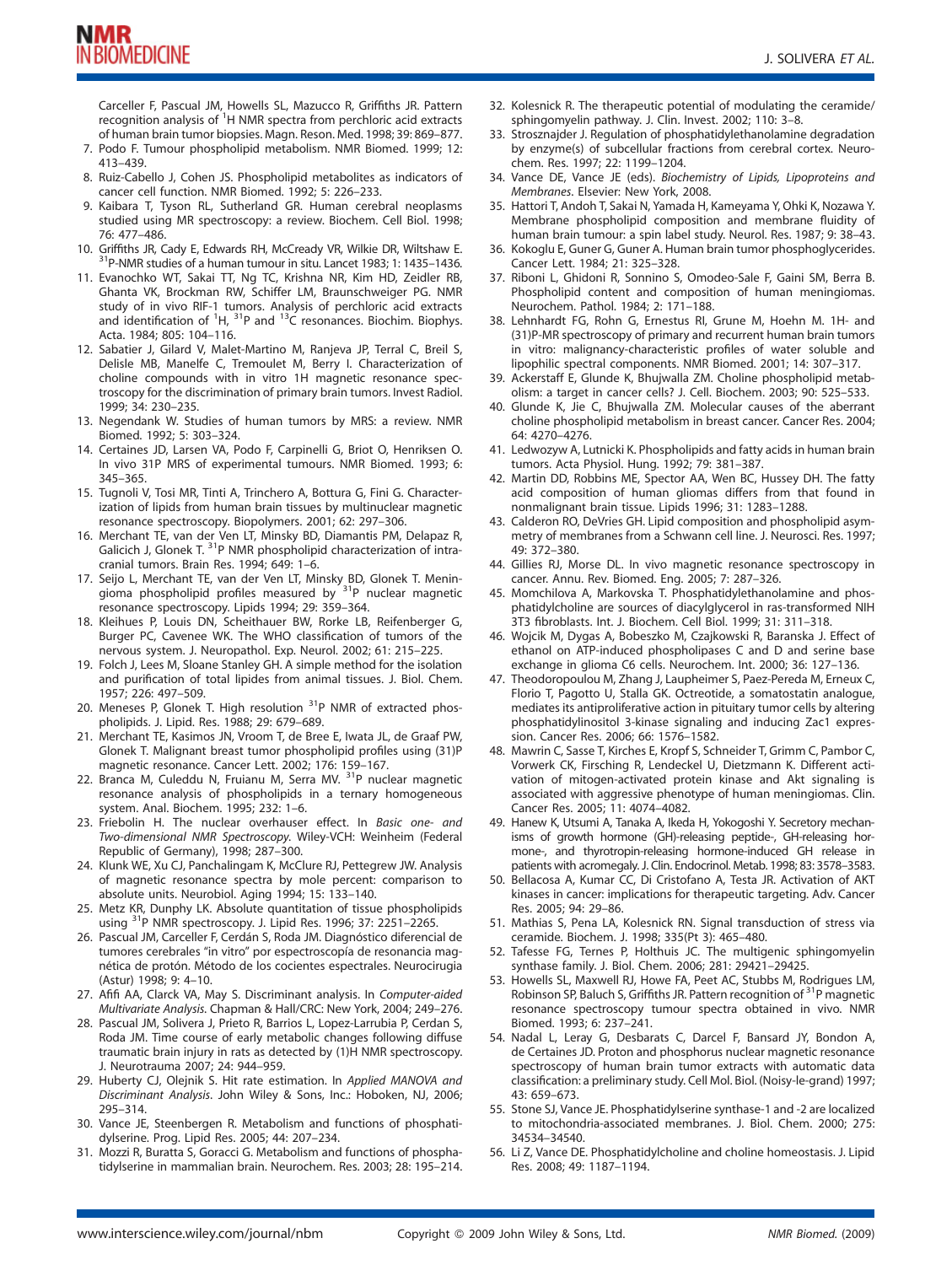Carceller F, Pascual JM, Howells SL, Mazucco R, Griffiths JR. Pattern recognition analysis of $^{1}$H NMR spectra from perchloric acid extracts of human brain tumor biopsies. Magn. Reson. Med. 1998; 39: 869–877.

7. Podo F. Tumour phospholipid metabolism. NMR Biomed. 1999; 12: 413–439.
8. Ruiz-Cabello J, Cohen JS. Phospholipid metabolites as indicators of cancer cell function. NMR Biomed. 1992; 5: 226–233.
9. Kaibara T, Tyson RL, Sutherland GR. Human cerebral neoplasms studied using MR spectroscopy: a review. Biochem. Cell Biol. 1998; 76: 477–486.
10. Griffiths JR, Cady E, Edwards RH, McCready VR, Wilkie DR, Wiltshaw E. $^{31}$P-NMR studies of a human tumour in situ. Lancet 1983; 1: 1435–1436.
11. Evanochko WT, Sakai TT, Ng TC, Krishna NR, Kim HD, Zeidler RB, Ghanta VK, Brockman RW, Schiffer LM, Braunschweiger PG. NMR study of in vivo RIF-1 tumors. Analysis of perchloric acid extracts and identification of $^{1}$H, $^{31}$P and $^{13}$C resonances. Biochim. Biophys. Acta. 1984; 805: 104–116.
12. Sabatier J, Gilard V, Malet-Martino M, Ranjeva JP, Terral C, Breil S, Delisle MB, Manelfe C, Tremoulet M, Berry I. Characterization of choline compounds with in vitro 1H magnetic resonance spectroscopy for the discrimination of primary brain tumors. Invest Radiol. 1999; 34: 230–235.
13. Negendank W. Studies of human tumors by MRS: a review. NMR Biomed. 1992; 5: 303–324.
14. Certaines JD, Larsen VA, Podo F, Carpinelli G, Briot O, Henriksen O. In vivo 31P MRS of experimental tumours. NMR Biomed. 1993; 6: 345–365.
15. Tugnoli V, Tosi MR, Tinti A, Trinchero A, Bottura G, Fini G. Characterization of lipids from human brain tissues by multinuclear magnetic resonance spectroscopy. Biopolymers. 2001; 62: 297–306.
16. Merchant TE, van der Ven LT, Minsky BD, Diamantis PM, Delapaz R, Galicich J, Glonek T. $^{31}$P NMR phospholipid characterization of intracranial tumors. Brain Res. 1994; 649: 1–6.
17. Seijo L, Merchant TE, van der Ven LT, Minsky BD, Glonek T. Meningioma phospholipid profiles measured by $^{31}$P nuclear magnetic resonance spectroscopy. Lipids 1994; 29: 359–364.
18. Kleihues P, Louis DN, Scheithauer BW, Rorke LB, Reifenberger G, Burger PC, Cavenee WK. The WHO classification of tumors of the nervous system. J. Neuropathol. Exp. Neurol. 2002; 61: 215–225.
19. Folch J, Lees M, Sloane Stanley GH. A simple method for the isolation and purification of total lipides from animal tissues. J. Biol. Chem. 1957; 226: 497–509.
20. Meneses P, Glonek T. High resolution $^{31}$P NMR of extracted phospholipids. J. Lipid. Res. 1988; 29: 679–689.
21. Merchant TE, Kasimos JN, Vroom T, de Bree E, Iwata JL, de Graaf PW, Glonek T. Malignant breast tumor phospholipid profiles using (31)P magnetic resonance. Cancer Lett. 2002; 176: 159–167.
22. Branca M, Culeddu N, Fruianu M, Serra MV. $^{31}$P nuclear magnetic resonance analysis of phospholipids in a ternary homogeneous system. Anal. Biochem. 1995; 232: 1–6.
23. Friebolin H. The nuclear overhauser effect. In *Basic one- and Two-dimensional NMR Spectroscopy*. Wiley-VCH: Weinheim (Federal Republic of Germany), 1998; 287–300.
24. Klunk WE, Xu CJ, Panchalingam K, McClure RJ, Pettegrew JW. Analysis of magnetic resonance spectra by mole percent: comparison to absolute units. Neurobiol. Aging 1994; 15: 133–140.
25. Metz KR, Dunphy LK. Absolute quantitation of tissue phospholipids using $^{31}$P NMR spectroscopy. J. Lipid Res. 1996; 37: 2251–2265.
26. Pascual JM, Carceller F, Cerdán S, Roda JM. Diagnóstico diferencial de tumores cerebrales "in vitro" por espectroscopía de resonancia magnética de protón. Método de los cocientes espectrales. Neurocirugia (Astur) 1998; 9: 4–10.
27. Afifi AA, Clarck VA, May S. Discriminant analysis. In *Computer-aided Multivariate Analysis*. Chapman & Hall/CRC: New York, 2004; 249–276.
28. Pascual JM, Solivera J, Prieto R, Barrios L, Lopez-Larrubia P, Cerdan S, Roda JM. Time course of early metabolic changes following diffuse traumatic brain injury in rats as detected by (1)H NMR spectroscopy. J. Neurotrauma 2007; 24: 944–959.
29. Huberty CJ, Olejnik S. Hit rate estimation. In *Applied MANOVA and Discriminant Analysis*. John Wiley & Sons, Inc.: Hoboken, NJ, 2006; 295–314.
30. Vance JE, Steenbergen R. Metabolism and functions of phosphatidylserine. Prog. Lipid Res. 2005; 44: 207–234.
31. Mozzi R, Buratta S, Goracci G. Metabolism and functions of phosphatidylserine in mammalian brain. Neurochem. Res. 2003; 28: 195–214.
32. Kolesnick R. The therapeutic potential of modulating the ceramide/sphingomyelin pathway. J. Clin. Invest. 2002; 110: 3–8.
33. Strosznajder J. Regulation of phosphatidylethanolamine degradation by enzyme(s) of subcellular fractions from cerebral cortex. Neurochem. Res. 1997; 22: 1199–1204.
34. Vance DE, Vance JE (eds). *Biochemistry of Lipids, Lipoproteins and Membranes*. Elsevier: New York, 2008.
35. Hattori T, Andoh T, Sakai N, Yamada H, Kameyama Y, Ohki K, Nozawa Y. Membrane phospholipid composition and membrane fluidity of human brain tumour: a spin label study. Neurol. Res. 1987; 9: 38–43.
36. Kokoglu E, Guner G, Guner A. Human brain tumor phosphoglycerides. Cancer Lett. 1984; 21: 325–328.
37. Riboni L, Ghidoni R, Sonnino S, Omodeo-Sale F, Gaini SM, Berra B. Phospholipid content and composition of human meningiomas. Neurochem. Pathol. 1984; 2: 171–188.
38. Lehnhardt FG, Rohn G, Ernestus RI, Grune M, Hoehn M. 1H- and (31)P-MR spectroscopy of primary and recurrent human brain tumors in vitro: malignancy-characteristic profiles of water soluble and lipophilic spectral components. NMR Biomed. 2001; 14: 307–317.
39. Ackerstaff E, Glunde K, Bhujwalla ZM. Choline phospholipid metabolism: a target in cancer cells? J. Cell. Biochem. 2003; 90: 525–533.
40. Glunde K, Jie C, Bhujwalla ZM. Molecular causes of the aberrant choline phospholipid metabolism in breast cancer. Cancer Res. 2004; 64: 4270–4276.
41. Ledwozyw A, Lutnicki K. Phospholipids and fatty acids in human brain tumors. Acta Physiol. Hung. 1992; 79: 381–387.
42. Martin DD, Robbins ME, Spector AA, Wen BC, Hussey DH. The fatty acid composition of human gliomas differs from that found in nonmalignant brain tissue. Lipids 1996; 31: 1283–1288.
43. Calderon RO, DeVries GH. Lipid composition and phospholipid asymmetry of membranes from a Schwann cell line. J. Neurosci. Res. 1997; 49: 372–380.
44. Gillies RJ, Morse DL. In vivo magnetic resonance spectroscopy in cancer. Annu. Rev. Biomed. Eng. 2005; 7: 287–326.
45. Momchilova A, Markovska T. Phosphatidylethanolamine and phosphatidylcholine are sources of diacylglycerol in ras-transformed NIH 3T3 fibroblasts. Int. J. Biochem. Cell Biol. 1999; 31: 311–318.
46. Wojcik M, Dygas A, Bobeszko M, Czajkowski R, Baranska J. Effect of ethanol on ATP-induced phospholipases C and D and serine base exchange in glioma C6 cells. Neurochem. Int. 2000; 36: 127–136.
47. Theodoropoulou M, Zhang J, Laupheimer S, Paez-Pereda M, Erneux C, Florio T, Pagotto U, Stalla GK. Octreotide, a somatostatin analogue, mediates its antiproliferative action in pituitary tumor cells by altering phosphatidylinositol 3-kinase signaling and inducing Zac1 expression. Cancer Res. 2006; 66: 1576–1582.
48. Mawrin C, Sasse T, Kirches E, Kropf S, Schneider T, Grimm C, Pambor C, Vorwerk CK, Firsching R, Lendeckel U, Dietzmann K. Different activation of mitogen-activated protein kinase and Akt signaling is associated with aggressive phenotype of human meningiomas. Clin. Cancer Res. 2005; 11: 4074–4082.
49. Hanew K, Utsumi A, Tanaka A, Ikeda H, Yoshimoto T. Secretory mechanisms of growth hormone (GH)-releasing peptide-, GH-releasing hormone-, and thyrotropin-releasing hormone-induced GH release in patients with acromegaly. J. Clin. Endocrinol. Metab. 1998; 83: 3578–3583.
50. Bellacosa A, Kumar CC, Di Cristofano A, Testa JR. Activation of AKT kinases in cancer: implications for therapeutic targeting. Adv. Cancer Res. 2005; 94: 29–86.
51. Mathias S, Pena LA, Kolesnick RN. Signal transduction of stress via ceramide. Biochem. J. 1998; 335(Pt 3): 465–480.
52. Tafesse FG, Ternes P, Holthuis JC. The multigenic sphingomyelin synthase family. J. Biol. Chem. 2006; 281: 29421–29425.
53. Howells SL, Maxwell RJ, Howe FA, Peet AC, Stubbs M, Rodrigues LM, Robinson SP, Baluch S, Griffiths JR. Pattern recognition of $^{31}$P magnetic resonance spectroscopy tumour spectra obtained in vivo. NMR Biomed. 1993; 6: 237–241.
54. Nadal L, Leray G, Desbarats C, Darcel F, Bansard JY, Bondon A, de Certaines JD. Proton and phosphorus nuclear magnetic resonance spectroscopy of human brain tumor extracts with automatic data classification: a preliminary study. Cell Mol. Biol. (Noisy-le-grand) 1997; 43: 659–673.
55. Stone SJ, Vance JE. Phosphatidylserine synthase-1 and -2 are localized to mitochondria-associated membranes. J. Biol. Chem. 2000; 275: 34534–34540.
56. Li Z, Vance DE. Phosphatidylcholine and choline homeostasis. J. Lipid Res. 2008; 49: 1187–1194.